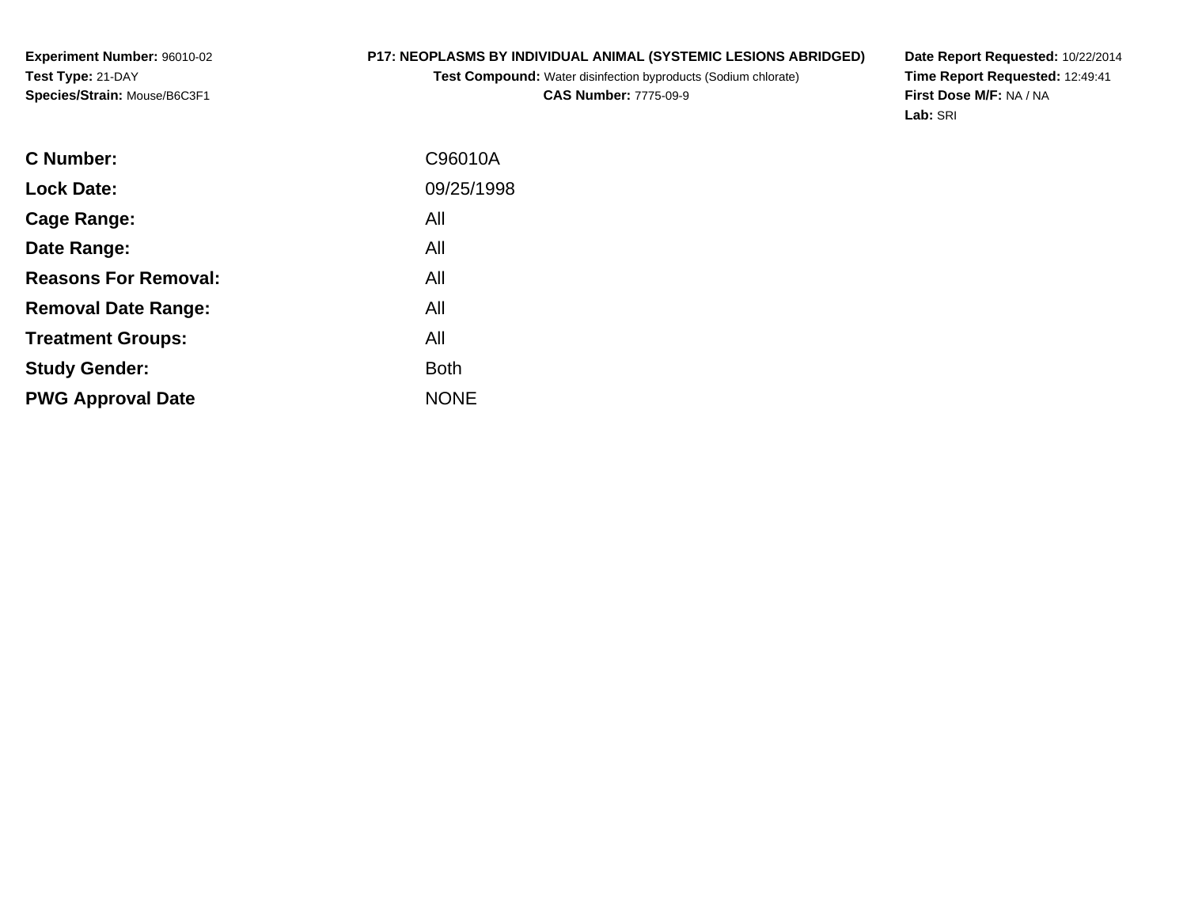**Experiment Number:** 96010-02
**Test Type:** 21-DAY
**Species/Strain:** Mouse/B6C3F1

**P17: NEOPLASMS BY INDIVIDUAL ANIMAL (SYSTEMIC LESIONS ABRIDGED)**
**Test Compound:** Water disinfection byproducts (Sodium chlorate)
**CAS Number:** 7775-09-9

**Date Report Requested:** 10/22/2014
**Time Report Requested:** 12:49:41
**First Dose M/F:** NA / NA
**Lab:** SRI

| | |
|---|---|
| **C Number:** | C96010A |
| **Lock Date:** | 09/25/1998 |
| **Cage Range:** | All |
| **Date Range:** | All |
| **Reasons For Removal:** | All |
| **Removal Date Range:** | All |
| **Treatment Groups:** | All |
| **Study Gender:** | Both |
| **PWG Approval Date** | NONE |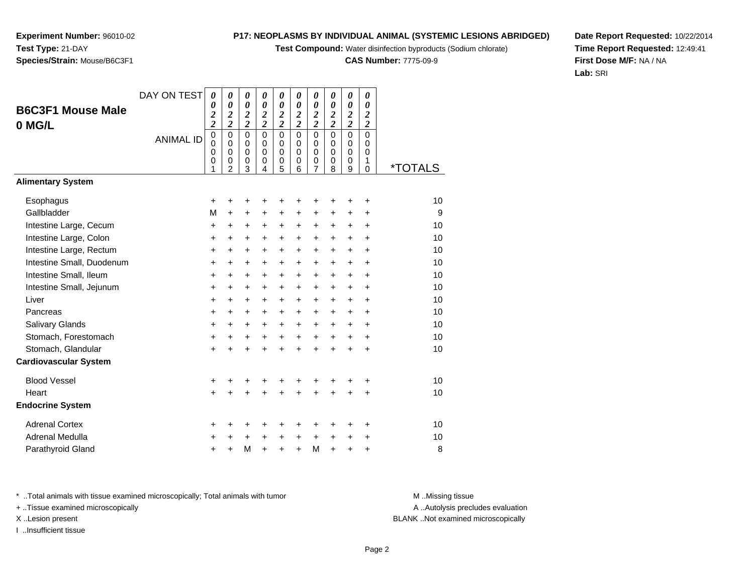**Experiment Number:** 96010-02
**Test Type:** 21-DAY
**Species/Strain:** Mouse/B6C3F1

**P17: NEOPLASMS BY INDIVIDUAL ANIMAL (SYSTEMIC LESIONS ABRIDGED)**
**Test Compound:** Water disinfection byproducts (Sodium chlorate)
**CAS Number:** 7775-09-9

**Date Report Requested:** 10/22/2014
**Time Report Requested:** 12:49:41
**First Dose M/F:** NA / NA
**Lab:** SRI

## B6C3F1 Mouse Male 0 MG/L

| DAY ON TEST | 0022 | 0022 | 0022 | 0022 | 0022 | 0022 | 0022 | 0022 | 0022 | 0022 | |
|---|---|---|---|---|---|---|---|---|---|---|---|
| ANIMAL ID | 00001 | 00002 | 00003 | 00004 | 00005 | 00006 | 00007 | 00008 | 00009 | 00010 | *TOTALS |
| **Alimentary System** | | | | | | | | | | | |
| Esophagus | + | + | + | + | + | + | + | + | + | + | 10 |
| Gallbladder | M | + | + | + | + | + | + | + | + | + | 9 |
| Intestine Large, Cecum | + | + | + | + | + | + | + | + | + | + | 10 |
| Intestine Large, Colon | + | + | + | + | + | + | + | + | + | + | 10 |
| Intestine Large, Rectum | + | + | + | + | + | + | + | + | + | + | 10 |
| Intestine Small, Duodenum | + | + | + | + | + | + | + | + | + | + | 10 |
| Intestine Small, Ileum | + | + | + | + | + | + | + | + | + | + | 10 |
| Intestine Small, Jejunum | + | + | + | + | + | + | + | + | + | + | 10 |
| Liver | + | + | + | + | + | + | + | + | + | + | 10 |
| Pancreas | + | + | + | + | + | + | + | + | + | + | 10 |
| Salivary Glands | + | + | + | + | + | + | + | + | + | + | 10 |
| Stomach, Forestomach | + | + | + | + | + | + | + | + | + | + | 10 |
| Stomach, Glandular | + | + | + | + | + | + | + | + | + | + | 10 |
| **Cardiovascular System** | | | | | | | | | | | |
| Blood Vessel | + | + | + | + | + | + | + | + | + | + | 10 |
| Heart | + | + | + | + | + | + | + | + | + | + | 10 |
| **Endocrine System** | | | | | | | | | | | |
| Adrenal Cortex | + | + | + | + | + | + | + | + | + | + | 10 |
| Adrenal Medulla | + | + | + | + | + | + | + | + | + | + | 10 |
| Parathyroid Gland | + | + | M | + | + | + | M | + | + | + | 8 |

\* ..Total animals with tissue examined microscopically; Total animals with tumor
+ ..Tissue examined microscopically
X ..Lesion present
I ..Insufficient tissue

M ..Missing tissue
A ..Autolysis precludes evaluation
BLANK ..Not examined microscopically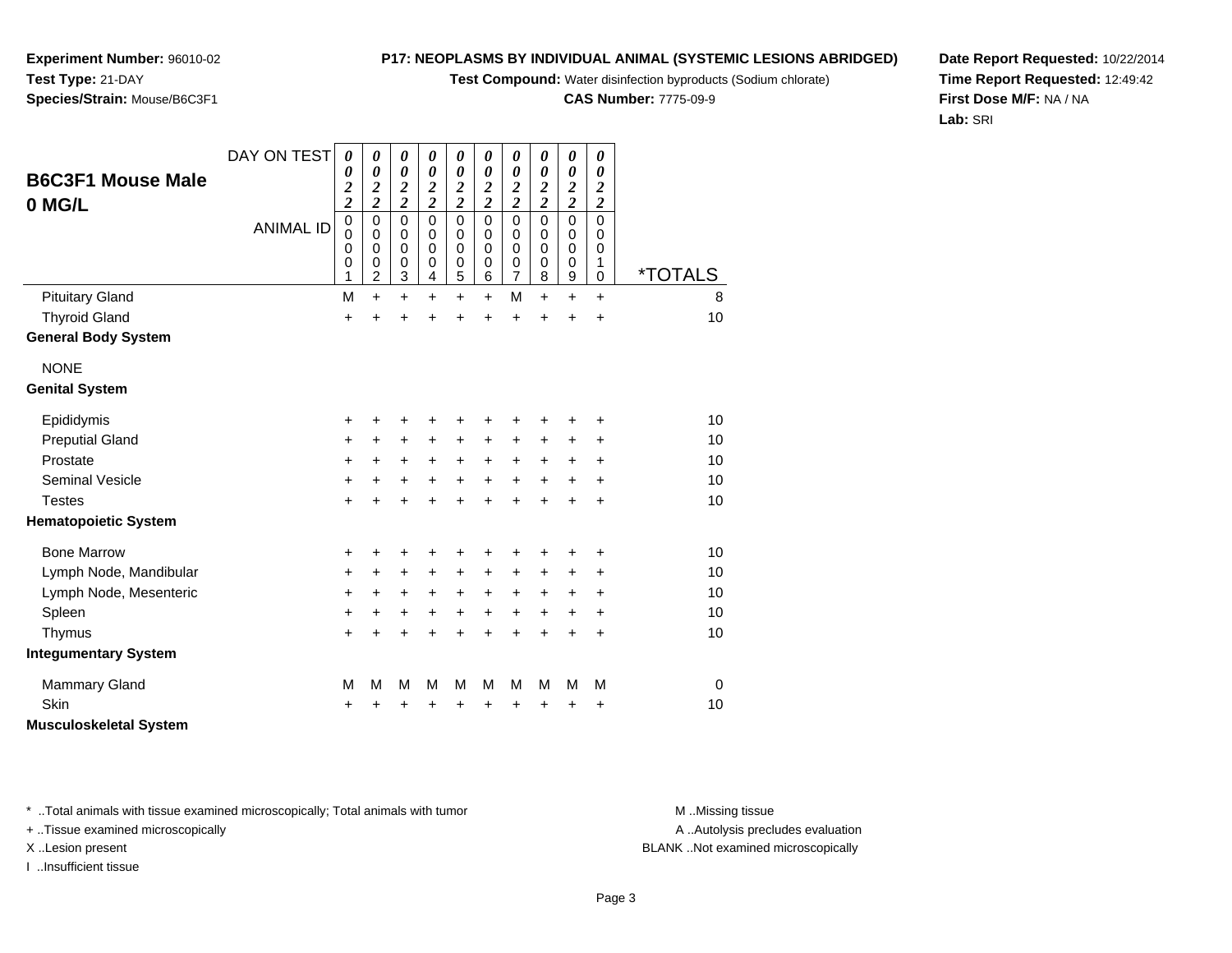**Experiment Number:** 96010-02
**Test Type:** 21-DAY
**Species/Strain:** Mouse/B6C3F1

**P17: NEOPLASMS BY INDIVIDUAL ANIMAL (SYSTEMIC LESIONS ABRIDGED)**
**Test Compound:** Water disinfection byproducts (Sodium chlorate)
**CAS Number:** 7775-09-9

**Date Report Requested:** 10/22/2014
**Time Report Requested:** 12:49:42
**First Dose M/F:** NA / NA
**Lab:** SRI

## B6C3F1 Mouse Male 0 MG/L

| DAY ON TEST | 0022 | 0022 | 0022 | 0022 | 0022 | 0022 | 0022 | 0022 | 0022 | 0022 | |
|---|---|---|---|---|---|---|---|---|---|---|---|
| ANIMAL ID | 00001 | 00002 | 00003 | 00004 | 00005 | 00006 | 00007 | 00008 | 00009 | 00010 | *TOTALS |
| Pituitary Gland | M | + | + | + | + | + | M | + | + | + | 8 |
| Thyroid Gland | + | + | + | + | + | + | + | + | + | + | 10 |
| **General Body System** | | | | | | | | | | | |
| NONE | | | | | | | | | | | |
| **Genital System** | | | | | | | | | | | |
| Epididymis | + | + | + | + | + | + | + | + | + | + | 10 |
| Preputial Gland | + | + | + | + | + | + | + | + | + | + | 10 |
| Prostate | + | + | + | + | + | + | + | + | + | + | 10 |
| Seminal Vesicle | + | + | + | + | + | + | + | + | + | + | 10 |
| Testes | + | + | + | + | + | + | + | + | + | + | 10 |
| **Hematopoietic System** | | | | | | | | | | | |
| Bone Marrow | + | + | + | + | + | + | + | + | + | + | 10 |
| Lymph Node, Mandibular | + | + | + | + | + | + | + | + | + | + | 10 |
| Lymph Node, Mesenteric | + | + | + | + | + | + | + | + | + | + | 10 |
| Spleen | + | + | + | + | + | + | + | + | + | + | 10 |
| Thymus | + | + | + | + | + | + | + | + | + | + | 10 |
| **Integumentary System** | | | | | | | | | | | |
| Mammary Gland | M | M | M | M | M | M | M | M | M | M | 0 |
| Skin | + | + | + | + | + | + | + | + | + | + | 10 |
| **Musculoskeletal System** | | | | | | | | | | | |

\* ..Total animals with tissue examined microscopically; Total animals with tumor
+ ..Tissue examined microscopically
X ..Lesion present
I ..Insufficient tissue

M ..Missing tissue
A ..Autolysis precludes evaluation
BLANK ..Not examined microscopically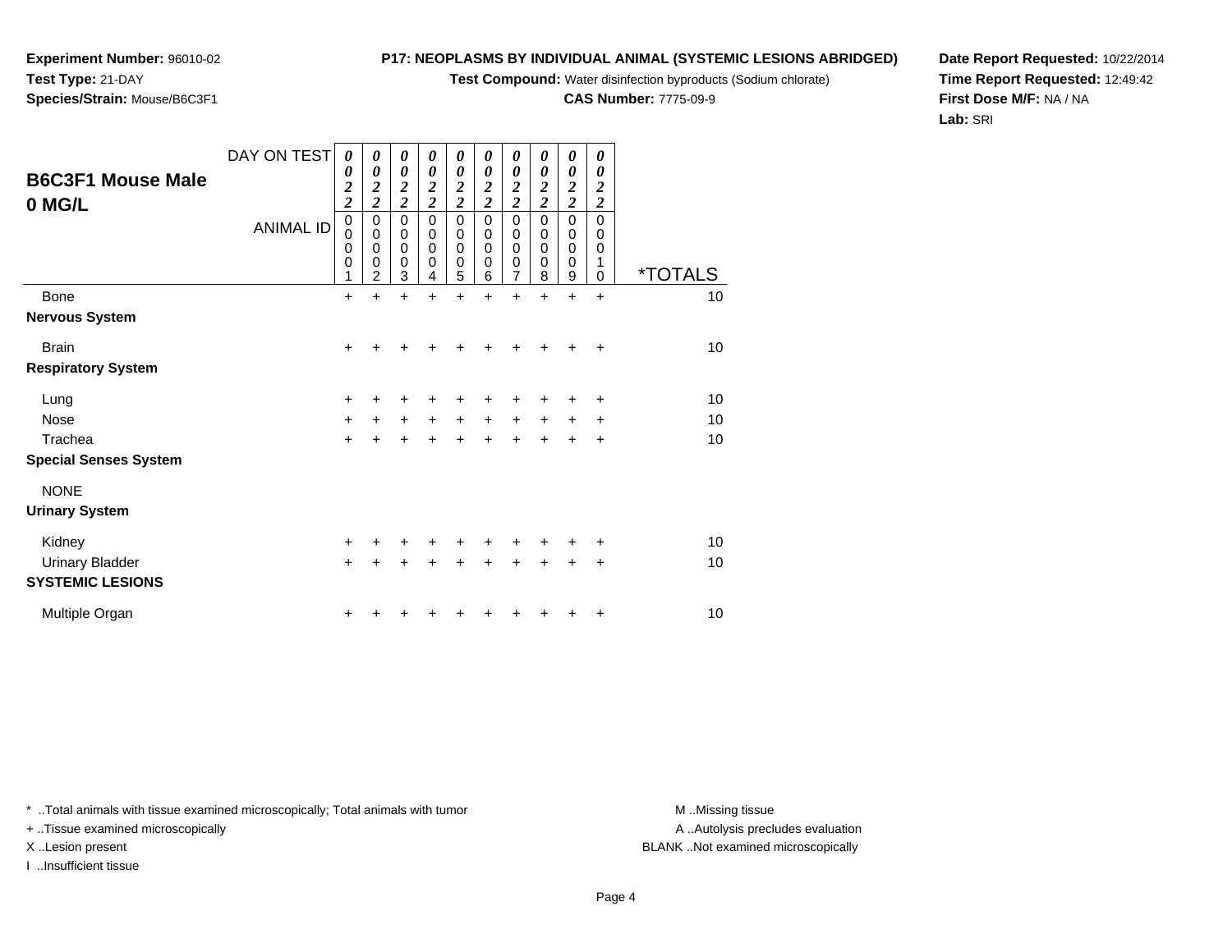**Experiment Number:** 96010-02
**Test Type:** 21-DAY
**Species/Strain:** Mouse/B6C3F1

**P17: NEOPLASMS BY INDIVIDUAL ANIMAL (SYSTEMIC LESIONS ABRIDGED)**
**Test Compound:** Water disinfection byproducts (Sodium chlorate)
**CAS Number:** 7775-09-9

**Date Report Requested:** 10/22/2014
**Time Report Requested:** 12:49:42
**First Dose M/F:** NA / NA
**Lab:** SRI

## B6C3F1 Mouse Male 0 MG/L

| DAY ON TEST | 0022 | 0022 | 0022 | 0022 | 0022 | 0022 | 0022 | 0022 | 0022 | 0022 | |
|---|---|---|---|---|---|---|---|---|---|---|---|
| ANIMAL ID | 00001 | 00002 | 00003 | 00004 | 00005 | 00006 | 00007 | 00008 | 00009 | 00010 | *TOTALS |
| Bone | + | + | + | + | + | + | + | + | + | + | 10 |
| **Nervous System** | | | | | | | | | | | |
| Brain | + | + | + | + | + | + | + | + | + | + | 10 |
| **Respiratory System** | | | | | | | | | | | |
| Lung | + | + | + | + | + | + | + | + | + | + | 10 |
| Nose | + | + | + | + | + | + | + | + | + | + | 10 |
| Trachea | + | + | + | + | + | + | + | + | + | + | 10 |
| **Special Senses System** | | | | | | | | | | | |
| NONE | | | | | | | | | | | |
| **Urinary System** | | | | | | | | | | | |
| Kidney | + | + | + | + | + | + | + | + | + | + | 10 |
| Urinary Bladder | + | + | + | + | + | + | + | + | + | + | 10 |
| **SYSTEMIC LESIONS** | | | | | | | | | | | |
| Multiple Organ | + | + | + | + | + | + | + | + | + | + | 10 |

* ..Total animals with tissue examined microscopically; Total animals with tumor
+ ..Tissue examined microscopically
X ..Lesion present
I ..Insufficient tissue

M ..Missing tissue
A ..Autolysis precludes evaluation
BLANK ..Not examined microscopically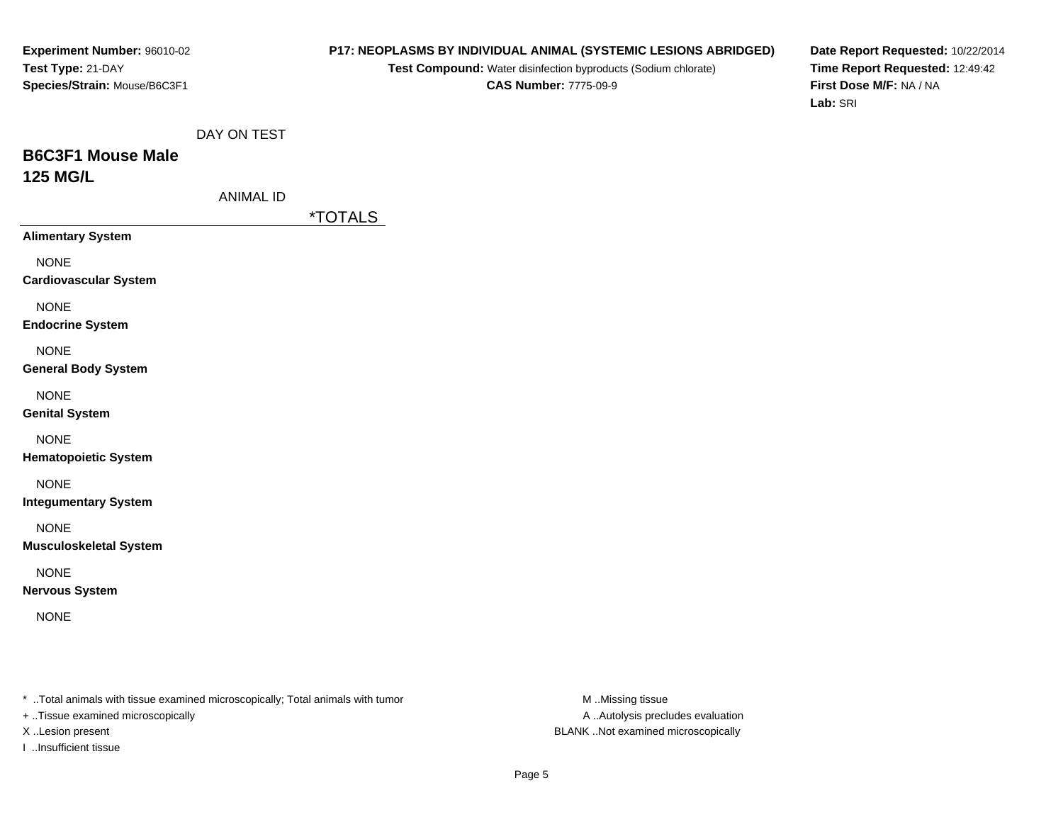**Experiment Number:** 96010-02
**Test Type:** 21-DAY
**Species/Strain:** Mouse/B6C3F1

**P17: NEOPLASMS BY INDIVIDUAL ANIMAL (SYSTEMIC LESIONS ABRIDGED)**
**Test Compound:** Water disinfection byproducts (Sodium chlorate)
**CAS Number:** 7775-09-9

**Date Report Requested:** 10/22/2014
**Time Report Requested:** 12:49:42
**First Dose M/F:** NA / NA
**Lab:** SRI

DAY ON TEST

## B6C3F1 Mouse Male
## 125 MG/L

ANIMAL ID

| | *TOTALS |
|---|---|
| **Alimentary System** | |
| NONE | |
| **Cardiovascular System** | |
| NONE | |
| **Endocrine System** | |
| NONE | |
| **General Body System** | |
| NONE | |
| **Genital System** | |
| NONE | |
| **Hematopoietic System** | |
| NONE | |
| **Integumentary System** | |
| NONE | |
| **Musculoskeletal System** | |
| NONE | |
| **Nervous System** | |
| NONE | |

* ..Total animals with tissue examined microscopically; Total animals with tumor
+ ..Tissue examined microscopically
X ..Lesion present
I ..Insufficient tissue

M ..Missing tissue
A ..Autolysis precludes evaluation
BLANK ..Not examined microscopically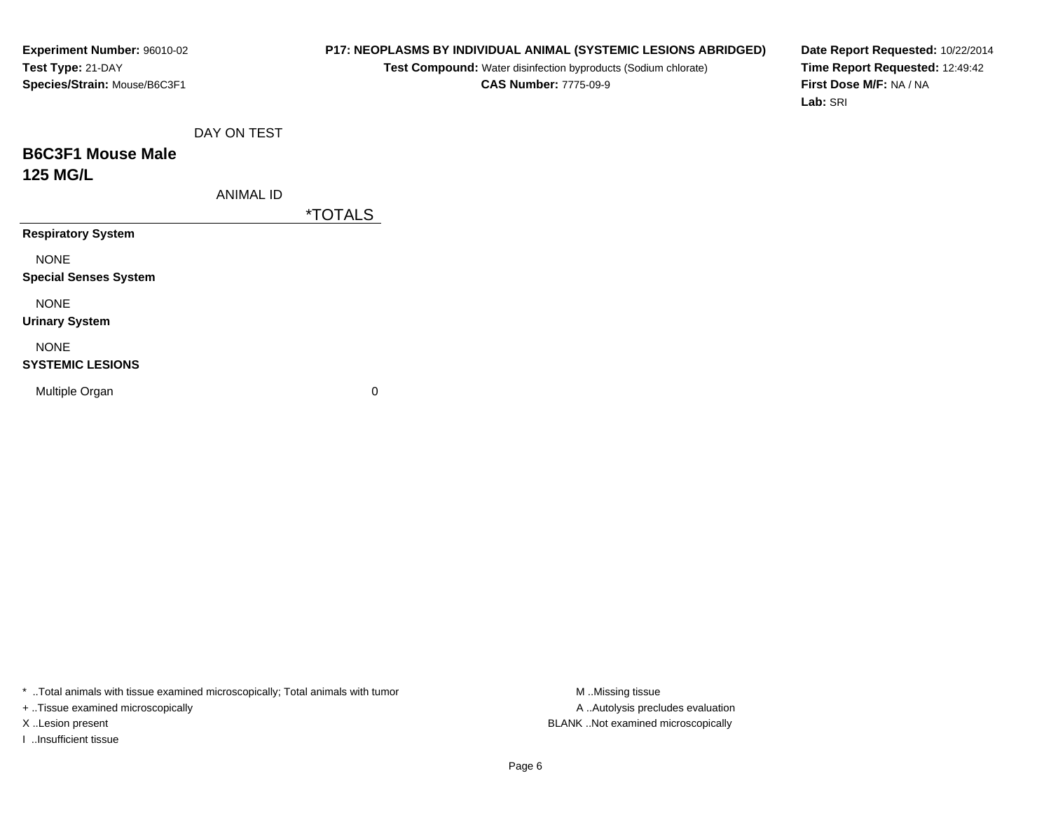**Experiment Number:** 96010-02
**Test Type:** 21-DAY
**Species/Strain:** Mouse/B6C3F1

**P17: NEOPLASMS BY INDIVIDUAL ANIMAL (SYSTEMIC LESIONS ABRIDGED)**
**Test Compound:** Water disinfection byproducts (Sodium chlorate)
**CAS Number:** 7775-09-9

**Date Report Requested:** 10/22/2014
**Time Report Requested:** 12:49:42
**First Dose M/F:** NA / NA
**Lab:** SRI

## B6C3F1 Mouse Male
## 125 MG/L

| DAY ON TEST / ANIMAL ID | *TOTALS |
|---|---|
| **Respiratory System** | |
| NONE | |
| **Special Senses System** | |
| NONE | |
| **Urinary System** | |
| NONE | |
| **SYSTEMIC LESIONS** | |
| Multiple Organ | 0 |

* ..Total animals with tissue examined microscopically; Total animals with tumor
+ ..Tissue examined microscopically
X ..Lesion present
I ..Insufficient tissue

M ..Missing tissue
A ..Autolysis precludes evaluation
BLANK ..Not examined microscopically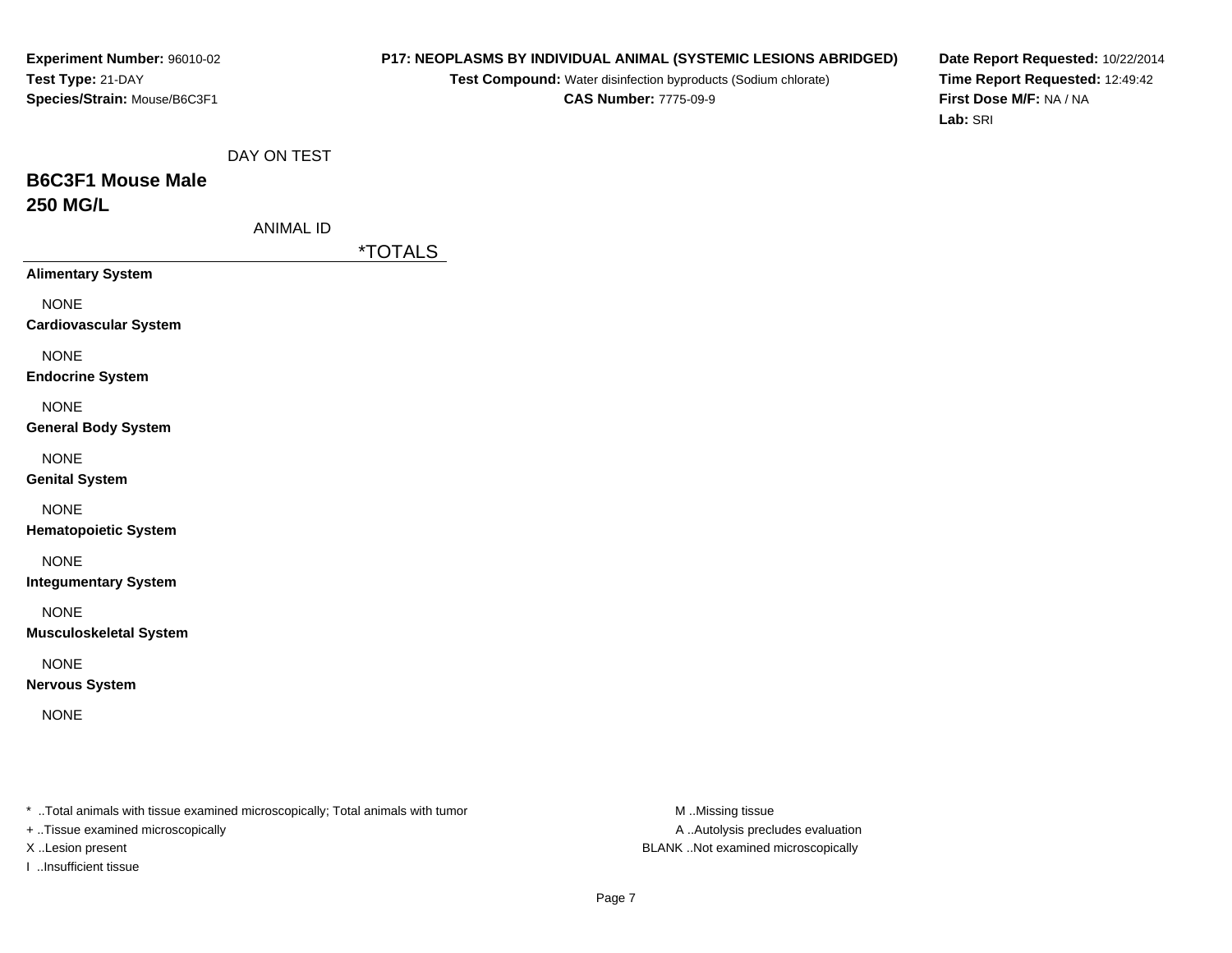**Experiment Number:** 96010-02
**Test Type:** 21-DAY
**Species/Strain:** Mouse/B6C3F1

**P17: NEOPLASMS BY INDIVIDUAL ANIMAL (SYSTEMIC LESIONS ABRIDGED)**
**Test Compound:** Water disinfection byproducts (Sodium chlorate)
**CAS Number:** 7775-09-9

**Date Report Requested:** 10/22/2014
**Time Report Requested:** 12:49:42
**First Dose M/F:** NA / NA
**Lab:** SRI

DAY ON TEST

## B6C3F1 Mouse Male
## 250 MG/L

ANIMAL ID

| | *TOTALS |
|---|---|
| **Alimentary System** | |
| NONE | |
| **Cardiovascular System** | |
| NONE | |
| **Endocrine System** | |
| NONE | |
| **General Body System** | |
| NONE | |
| **Genital System** | |
| NONE | |
| **Hematopoietic System** | |
| NONE | |
| **Integumentary System** | |
| NONE | |
| **Musculoskeletal System** | |
| NONE | |
| **Nervous System** | |
| NONE | |

* ..Total animals with tissue examined microscopically; Total animals with tumor
+ ..Tissue examined microscopically
X ..Lesion present
I ..Insufficient tissue

M ..Missing tissue
A ..Autolysis precludes evaluation
BLANK ..Not examined microscopically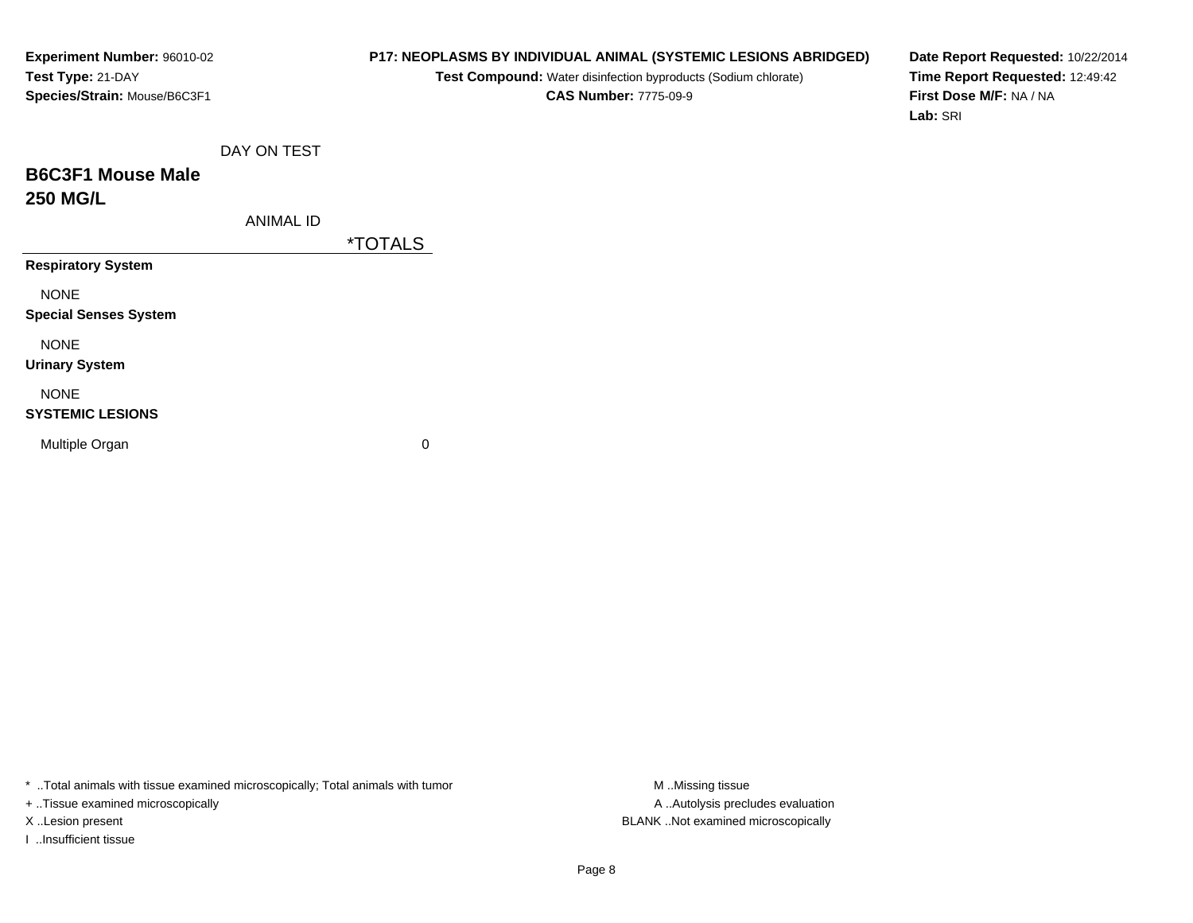**Experiment Number:** 96010-02
**Test Type:** 21-DAY
**Species/Strain:** Mouse/B6C3F1

**P17: NEOPLASMS BY INDIVIDUAL ANIMAL (SYSTEMIC LESIONS ABRIDGED)**
**Test Compound:** Water disinfection byproducts (Sodium chlorate)
**CAS Number:** 7775-09-9

**Date Report Requested:** 10/22/2014
**Time Report Requested:** 12:49:42
**First Dose M/F:** NA / NA
**Lab:** SRI

## B6C3F1 Mouse Male
## 250 MG/L

| DAY ON TEST / ANIMAL ID | *TOTALS |
|---|---|
| **Respiratory System** | |
| NONE | |
| **Special Senses System** | |
| NONE | |
| **Urinary System** | |
| NONE | |
| **SYSTEMIC LESIONS** | |
| Multiple Organ | 0 |

* ..Total animals with tissue examined microscopically; Total animals with tumor
+ ..Tissue examined microscopically
X ..Lesion present
I ..Insufficient tissue

M ..Missing tissue
A ..Autolysis precludes evaluation
BLANK ..Not examined microscopically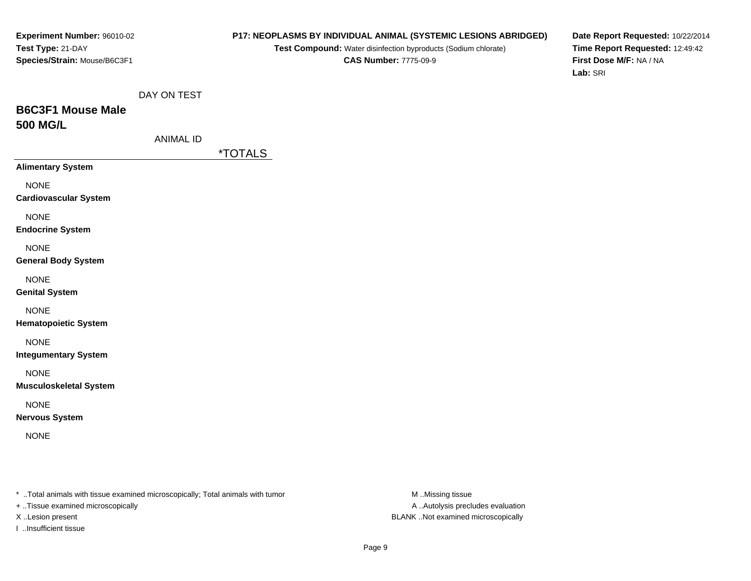**Experiment Number:** 96010-02
**Test Type:** 21-DAY
**Species/Strain:** Mouse/B6C3F1

**P17: NEOPLASMS BY INDIVIDUAL ANIMAL (SYSTEMIC LESIONS ABRIDGED)**
**Test Compound:** Water disinfection byproducts (Sodium chlorate)
**CAS Number:** 7775-09-9

**Date Report Requested:** 10/22/2014
**Time Report Requested:** 12:49:42
**First Dose M/F:** NA / NA
**Lab:** SRI

DAY ON TEST

## B6C3F1 Mouse Male
## 500 MG/L

ANIMAL ID

| | *TOTALS |
|---|---|
| **Alimentary System** | |
| NONE | |
| **Cardiovascular System** | |
| NONE | |
| **Endocrine System** | |
| NONE | |
| **General Body System** | |
| NONE | |
| **Genital System** | |
| NONE | |
| **Hematopoietic System** | |
| NONE | |
| **Integumentary System** | |
| NONE | |
| **Musculoskeletal System** | |
| NONE | |
| **Nervous System** | |
| NONE | |

* ..Total animals with tissue examined microscopically; Total animals with tumor
+ ..Tissue examined microscopically
X ..Lesion present
I ..Insufficient tissue

M ..Missing tissue
A ..Autolysis precludes evaluation
BLANK ..Not examined microscopically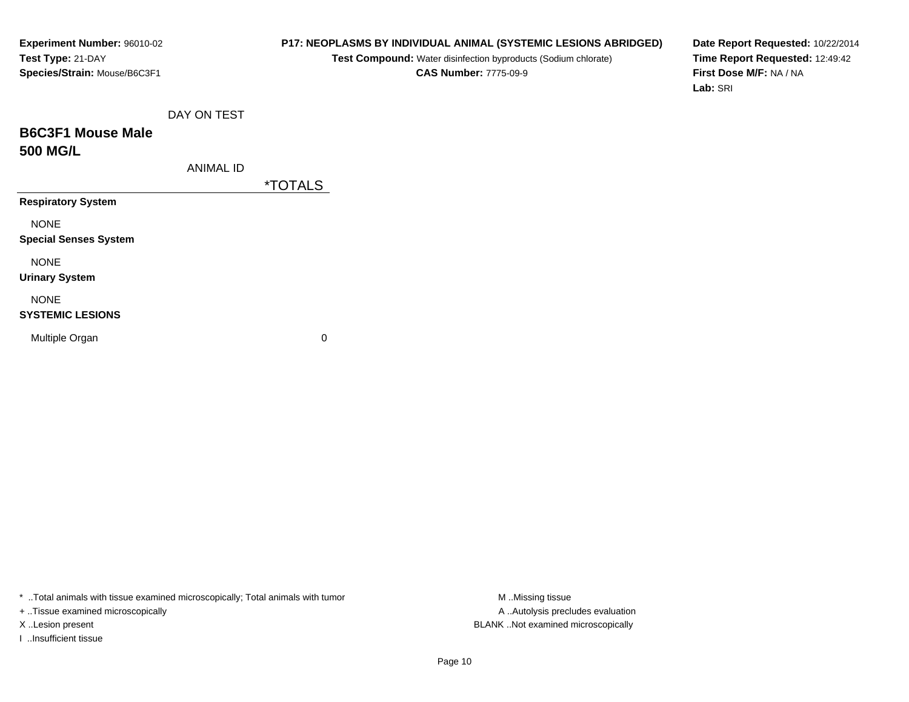**Experiment Number:** 96010-02
**Test Type:** 21-DAY
**Species/Strain:** Mouse/B6C3F1

**P17: NEOPLASMS BY INDIVIDUAL ANIMAL (SYSTEMIC LESIONS ABRIDGED)**
**Test Compound:** Water disinfection byproducts (Sodium chlorate)
**CAS Number:** 7775-09-9

**Date Report Requested:** 10/22/2014
**Time Report Requested:** 12:49:42
**First Dose M/F:** NA / NA
**Lab:** SRI

## B6C3F1 Mouse Male
## 500 MG/L

| DAY ON TEST / ANIMAL ID | *TOTALS |
|---|---|
| **Respiratory System** | |
| NONE | |
| **Special Senses System** | |
| NONE | |
| **Urinary System** | |
| NONE | |
| **SYSTEMIC LESIONS** | |
| Multiple Organ | 0 |

* ..Total animals with tissue examined microscopically; Total animals with tumor
+ ..Tissue examined microscopically
X ..Lesion present
I ..Insufficient tissue

M ..Missing tissue
A ..Autolysis precludes evaluation
BLANK ..Not examined microscopically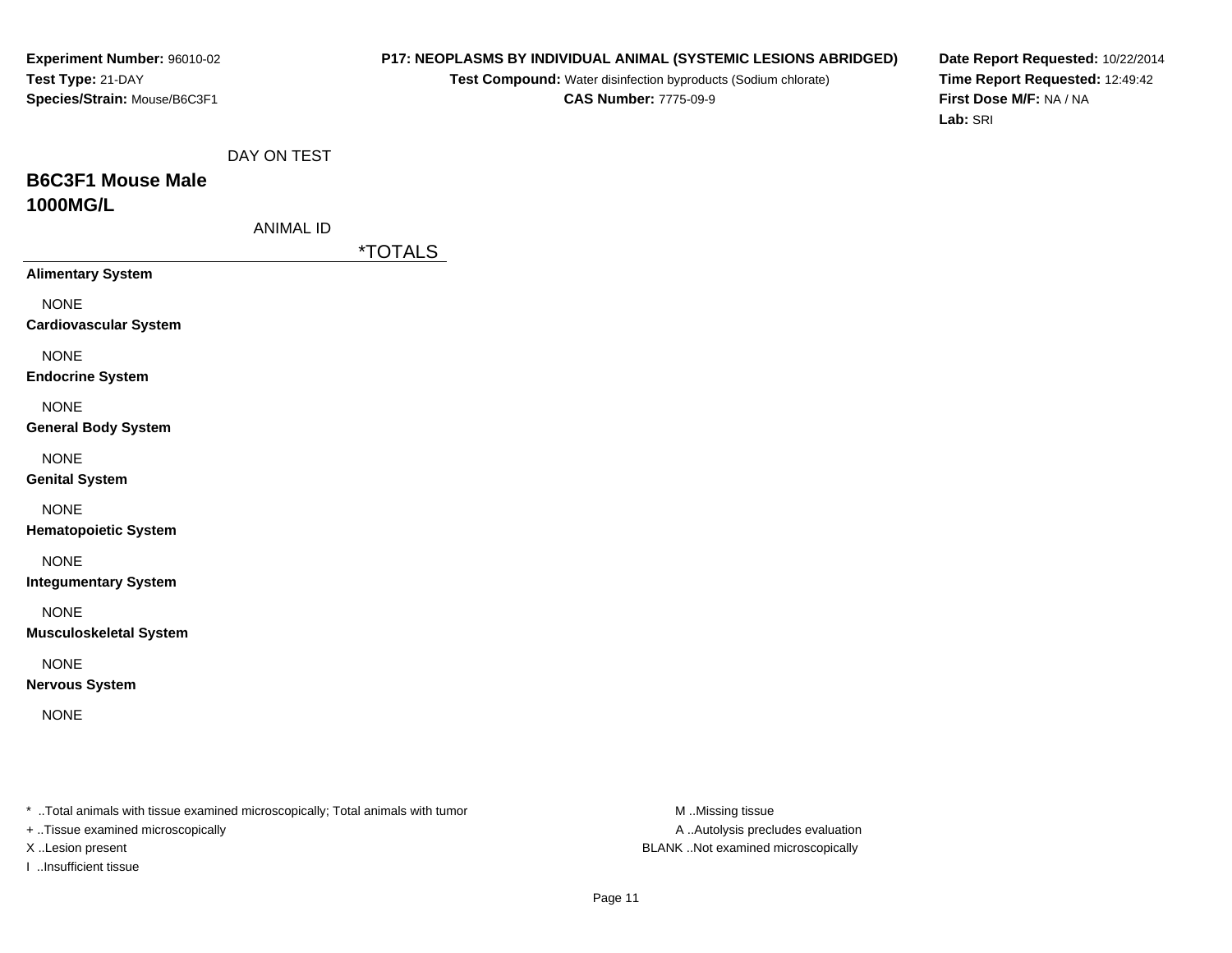**Experiment Number:** 96010-02
**Test Type:** 21-DAY
**Species/Strain:** Mouse/B6C3F1

**P17: NEOPLASMS BY INDIVIDUAL ANIMAL (SYSTEMIC LESIONS ABRIDGED)**
**Test Compound:** Water disinfection byproducts (Sodium chlorate)
**CAS Number:** 7775-09-9

**Date Report Requested:** 10/22/2014
**Time Report Requested:** 12:49:42
**First Dose M/F:** NA / NA
**Lab:** SRI

DAY ON TEST

## B6C3F1 Mouse Male 1000MG/L

ANIMAL ID

| | *TOTALS |
|---|---|
| **Alimentary System** | |
| NONE | |
| **Cardiovascular System** | |
| NONE | |
| **Endocrine System** | |
| NONE | |
| **General Body System** | |
| NONE | |
| **Genital System** | |
| NONE | |
| **Hematopoietic System** | |
| NONE | |
| **Integumentary System** | |
| NONE | |
| **Musculoskeletal System** | |
| NONE | |
| **Nervous System** | |
| NONE | |

* ..Total animals with tissue examined microscopically; Total animals with tumor
+ ..Tissue examined microscopically
X ..Lesion present
I ..Insufficient tissue

M ..Missing tissue
A ..Autolysis precludes evaluation
BLANK ..Not examined microscopically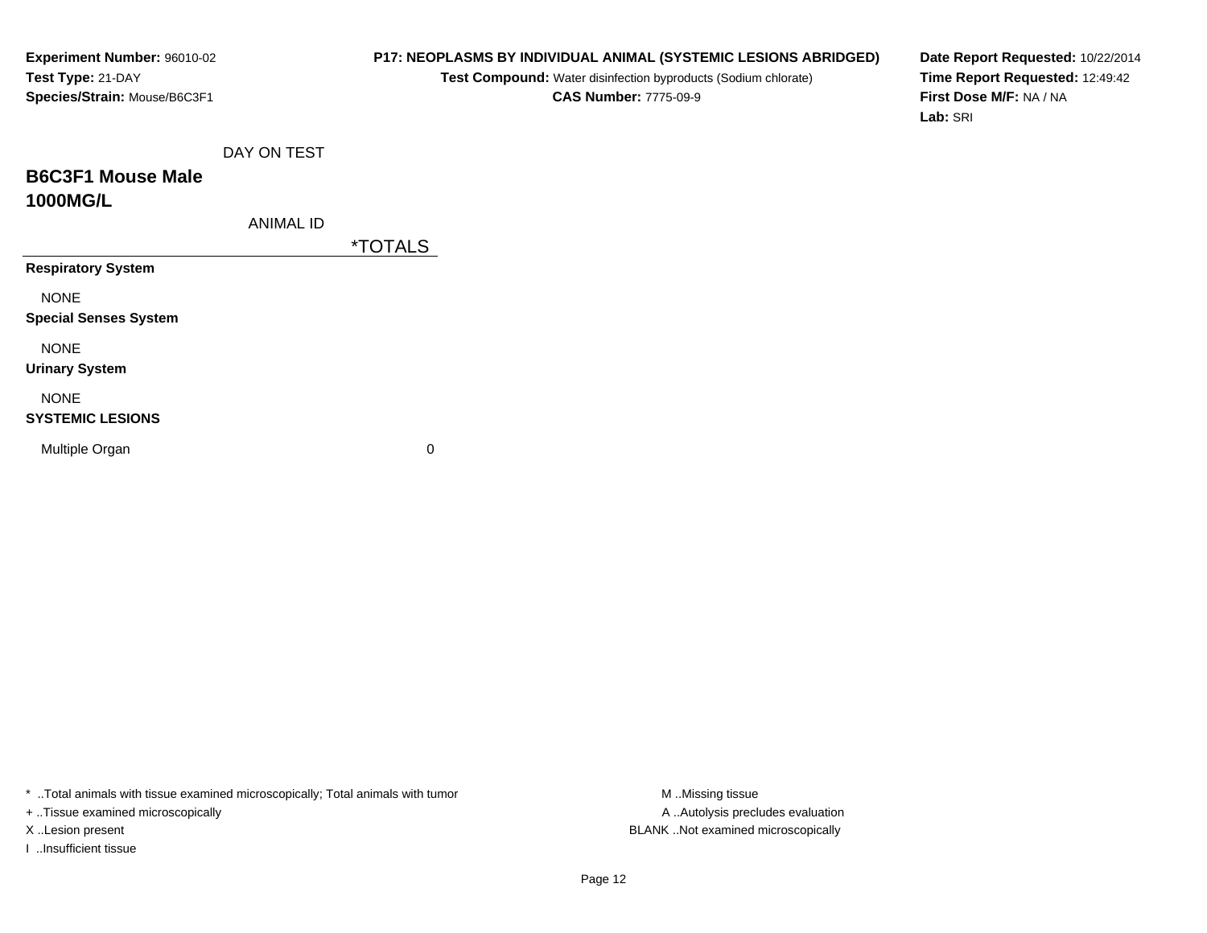**Experiment Number:** 96010-02
**Test Type:** 21-DAY
**Species/Strain:** Mouse/B6C3F1

**P17: NEOPLASMS BY INDIVIDUAL ANIMAL (SYSTEMIC LESIONS ABRIDGED)**
**Test Compound:** Water disinfection byproducts (Sodium chlorate)
**CAS Number:** 7775-09-9

**Date Report Requested:** 10/22/2014
**Time Report Requested:** 12:49:42
**First Dose M/F:** NA / NA
**Lab:** SRI

## B6C3F1 Mouse Male
## 1000MG/L

| DAY ON TEST / ANIMAL ID | *TOTALS |
|---|---|
| **Respiratory System** | |
| NONE | |
| **Special Senses System** | |
| NONE | |
| **Urinary System** | |
| NONE | |
| **SYSTEMIC LESIONS** | |
| Multiple Organ | 0 |

* ..Total animals with tissue examined microscopically; Total animals with tumor
+ ..Tissue examined microscopically
X ..Lesion present
I ..Insufficient tissue

M ..Missing tissue
A ..Autolysis precludes evaluation
BLANK ..Not examined microscopically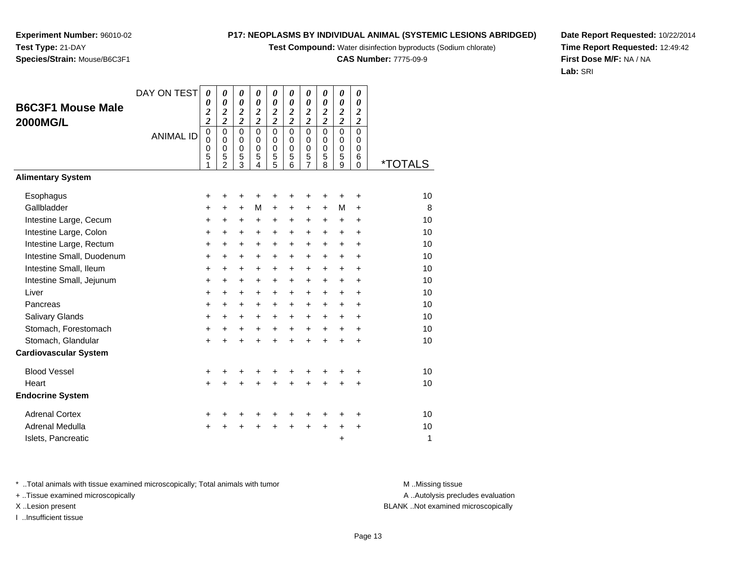**Experiment Number:** 96010-02
**Test Type:** 21-DAY
**Species/Strain:** Mouse/B6C3F1

**P17: NEOPLASMS BY INDIVIDUAL ANIMAL (SYSTEMIC LESIONS ABRIDGED)**
**Test Compound:** Water disinfection byproducts (Sodium chlorate)
**CAS Number:** 7775-09-9

**Date Report Requested:** 10/22/2014
**Time Report Requested:** 12:49:42
**First Dose M/F:** NA / NA
**Lab:** SRI

## B6C3F1 Mouse Male 2000MG/L

| DAY ON TEST | 0022 | 0022 | 0022 | 0022 | 0022 | 0022 | 0022 | 0022 | 0022 | 0022 | |
|---|---|---|---|---|---|---|---|---|---|---|---|
| ANIMAL ID | 00051 | 00052 | 00053 | 00054 | 00055 | 00056 | 00057 | 00058 | 00059 | 00060 | *TOTALS |
| **Alimentary System** | | | | | | | | | | | |
| Esophagus | + | + | + | + | + | + | + | + | + | + | 10 |
| Gallbladder | + | + | + | M | + | + | + | + | M | + | 8 |
| Intestine Large, Cecum | + | + | + | + | + | + | + | + | + | + | 10 |
| Intestine Large, Colon | + | + | + | + | + | + | + | + | + | + | 10 |
| Intestine Large, Rectum | + | + | + | + | + | + | + | + | + | + | 10 |
| Intestine Small, Duodenum | + | + | + | + | + | + | + | + | + | + | 10 |
| Intestine Small, Ileum | + | + | + | + | + | + | + | + | + | + | 10 |
| Intestine Small, Jejunum | + | + | + | + | + | + | + | + | + | + | 10 |
| Liver | + | + | + | + | + | + | + | + | + | + | 10 |
| Pancreas | + | + | + | + | + | + | + | + | + | + | 10 |
| Salivary Glands | + | + | + | + | + | + | + | + | + | + | 10 |
| Stomach, Forestomach | + | + | + | + | + | + | + | + | + | + | 10 |
| Stomach, Glandular | + | + | + | + | + | + | + | + | + | + | 10 |
| **Cardiovascular System** | | | | | | | | | | | |
| Blood Vessel | + | + | + | + | + | + | + | + | + | + | 10 |
| Heart | + | + | + | + | + | + | + | + | + | + | 10 |
| **Endocrine System** | | | | | | | | | | | |
| Adrenal Cortex | + | + | + | + | + | + | + | + | + | + | 10 |
| Adrenal Medulla | + | + | + | + | + | + | + | + | + | + | 10 |
| Islets, Pancreatic | | | | | | | | | + | | 1 |

\* ..Total animals with tissue examined microscopically; Total animals with tumor
+ ..Tissue examined microscopically
X ..Lesion present
I ..Insufficient tissue

M ..Missing tissue
A ..Autolysis precludes evaluation
BLANK ..Not examined microscopically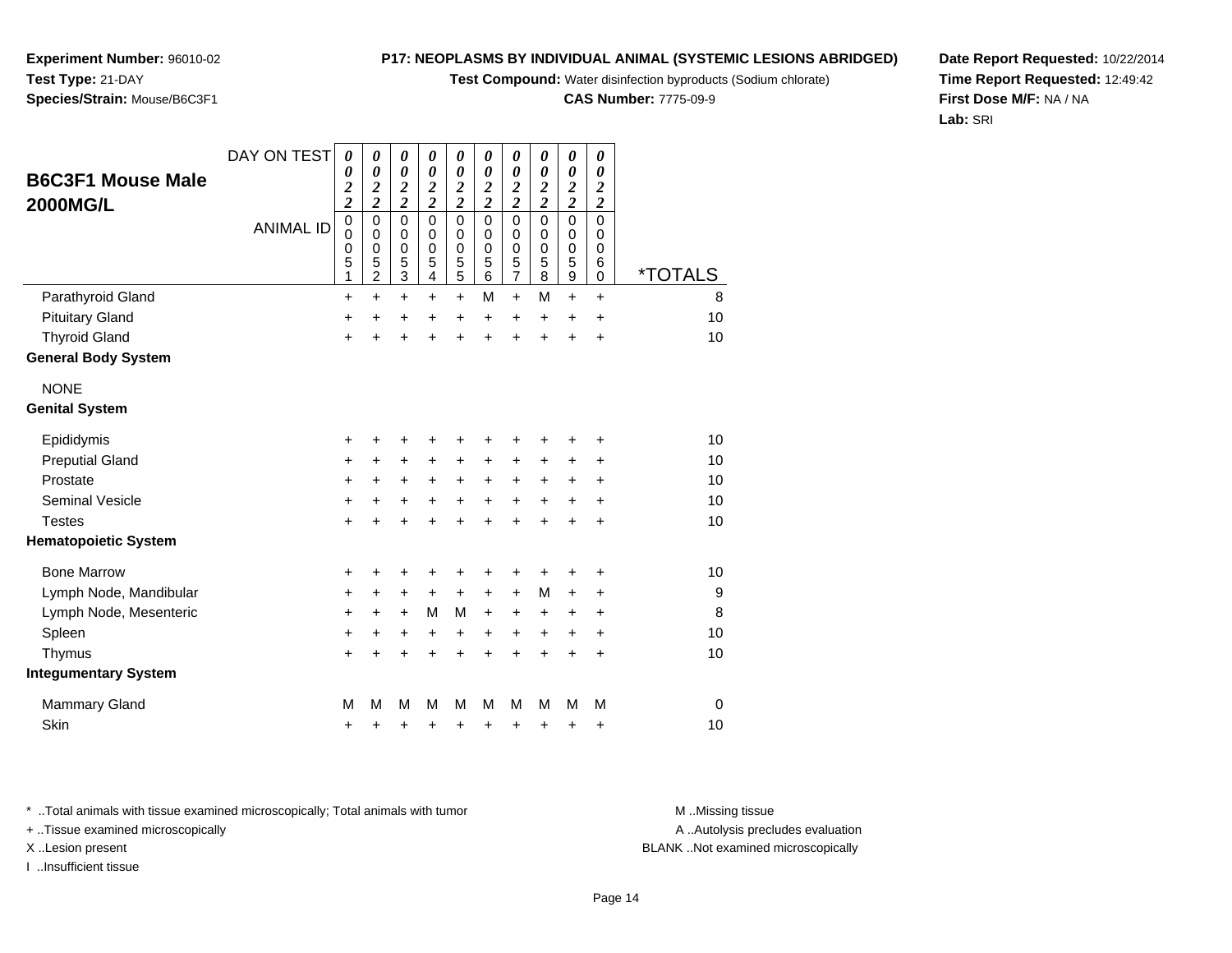**Experiment Number:** 96010-02
**Test Type:** 21-DAY
**Species/Strain:** Mouse/B6C3F1

**P17: NEOPLASMS BY INDIVIDUAL ANIMAL (SYSTEMIC LESIONS ABRIDGED)**
**Test Compound:** Water disinfection byproducts (Sodium chlorate)
**CAS Number:** 7775-09-9

**Date Report Requested:** 10/22/2014
**Time Report Requested:** 12:49:42
**First Dose M/F:** NA / NA
**Lab:** SRI

## B6C3F1 Mouse Male 2000MG/L

| DAY ON TEST | 0022 | 0022 | 0022 | 0022 | 0022 | 0022 | 0022 | 0022 | 0022 | 0022 | |
|---|---|---|---|---|---|---|---|---|---|---|---|
| **ANIMAL ID** | 00051 | 00052 | 00053 | 00054 | 00055 | 00056 | 00057 | 00058 | 00059 | 00060 | ***TOTALS** |
| Parathyroid Gland | + | + | + | + | + | M | + | M | + | + | 8 |
| Pituitary Gland | + | + | + | + | + | + | + | + | + | + | 10 |
| Thyroid Gland | + | + | + | + | + | + | + | + | + | + | 10 |
| **General Body System** | | | | | | | | | | | |
| NONE | | | | | | | | | | | |
| **Genital System** | | | | | | | | | | | |
| Epididymis | + | + | + | + | + | + | + | + | + | + | 10 |
| Preputial Gland | + | + | + | + | + | + | + | + | + | + | 10 |
| Prostate | + | + | + | + | + | + | + | + | + | + | 10 |
| Seminal Vesicle | + | + | + | + | + | + | + | + | + | + | 10 |
| Testes | + | + | + | + | + | + | + | + | + | + | 10 |
| **Hematopoietic System** | | | | | | | | | | | |
| Bone Marrow | + | + | + | + | + | + | + | + | + | + | 10 |
| Lymph Node, Mandibular | + | + | + | + | + | + | + | M | + | + | 9 |
| Lymph Node, Mesenteric | + | + | + | M | M | + | + | + | + | + | 8 |
| Spleen | + | + | + | + | + | + | + | + | + | + | 10 |
| Thymus | + | + | + | + | + | + | + | + | + | + | 10 |
| **Integumentary System** | | | | | | | | | | | |
| Mammary Gland | M | M | M | M | M | M | M | M | M | M | 0 |
| Skin | + | + | + | + | + | + | + | + | + | + | 10 |

* ..Total animals with tissue examined microscopically; Total animals with tumor
+ ..Tissue examined microscopically
X ..Lesion present
I ..Insufficient tissue

M ..Missing tissue
A ..Autolysis precludes evaluation
BLANK ..Not examined microscopically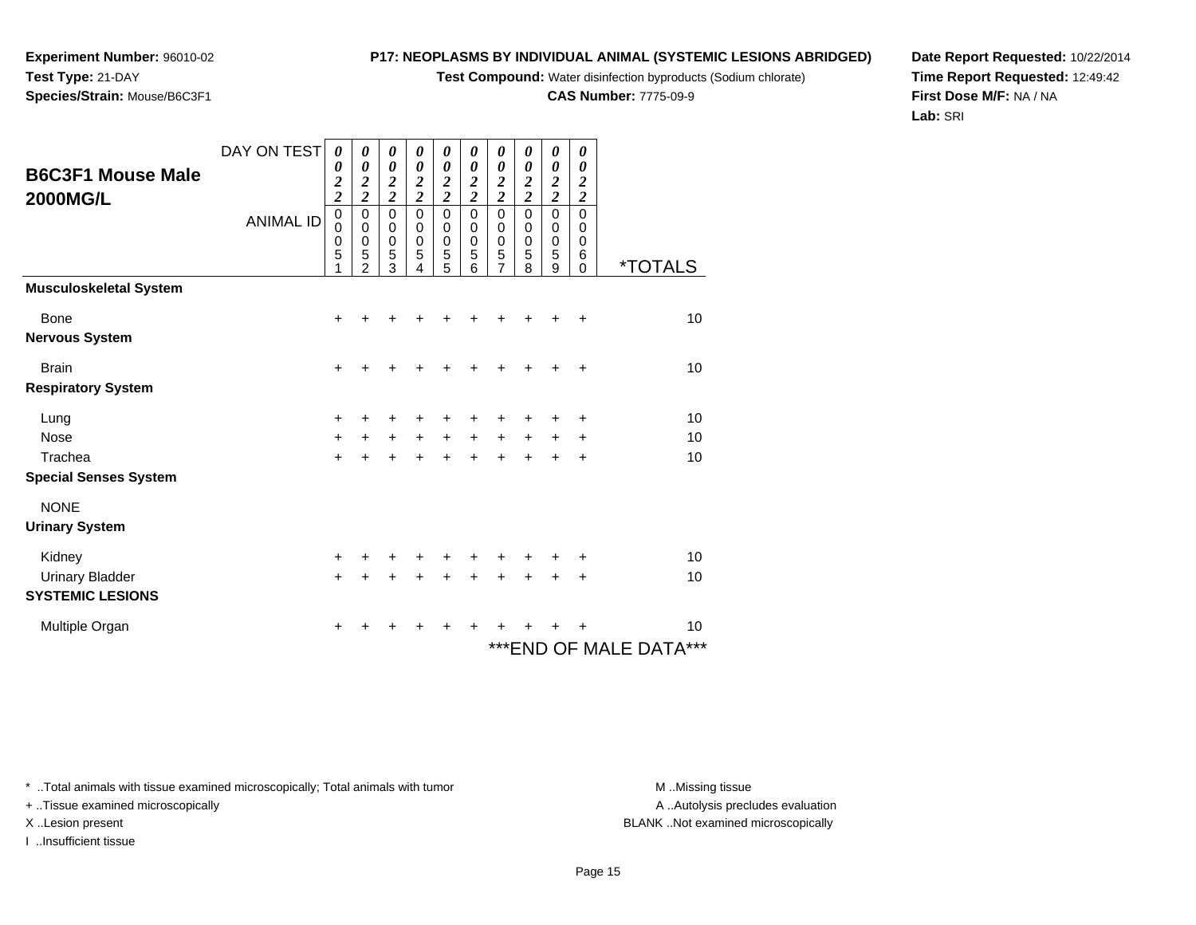**Experiment Number:** 96010-02
**Test Type:** 21-DAY
**Species/Strain:** Mouse/B6C3F1

**P17: NEOPLASMS BY INDIVIDUAL ANIMAL (SYSTEMIC LESIONS ABRIDGED)**
**Test Compound:** Water disinfection byproducts (Sodium chlorate)
**CAS Number:** 7775-09-9

**Date Report Requested:** 10/22/2014
**Time Report Requested:** 12:49:42
**First Dose M/F:** NA / NA
**Lab:** SRI

## B6C3F1 Mouse Male 2000MG/L

| DAY ON TEST | 0022 | 0022 | 0022 | 0022 | 0022 | 0022 | 0022 | 0022 | 0022 | 0022 | |
|---|---|---|---|---|---|---|---|---|---|---|---|
| ANIMAL ID | 00051 | 00052 | 00053 | 00054 | 00055 | 00056 | 00057 | 00058 | 00059 | 00060 | *TOTALS |
| **Musculoskeletal System** | | | | | | | | | | | |
| Bone | + | + | + | + | + | + | + | + | + | + | 10 |
| **Nervous System** | | | | | | | | | | | |
| Brain | + | + | + | + | + | + | + | + | + | + | 10 |
| **Respiratory System** | | | | | | | | | | | |
| Lung | + | + | + | + | + | + | + | + | + | + | 10 |
| Nose | + | + | + | + | + | + | + | + | + | + | 10 |
| Trachea | + | + | + | + | + | + | + | + | + | + | 10 |
| **Special Senses System** | | | | | | | | | | | |
| NONE | | | | | | | | | | | |
| **Urinary System** | | | | | | | | | | | |
| Kidney | + | + | + | + | + | + | + | + | + | + | 10 |
| Urinary Bladder | + | + | + | + | + | + | + | + | + | + | 10 |
| **SYSTEMIC LESIONS** | | | | | | | | | | | |
| Multiple Organ | + | + | + | + | + | + | + | + | + | + | 10 |

***END OF MALE DATA***

* ..Total animals with tissue examined microscopically; Total animals with tumor
+ ..Tissue examined microscopically
X ..Lesion present
I ..Insufficient tissue

M ..Missing tissue
A ..Autolysis precludes evaluation
BLANK ..Not examined microscopically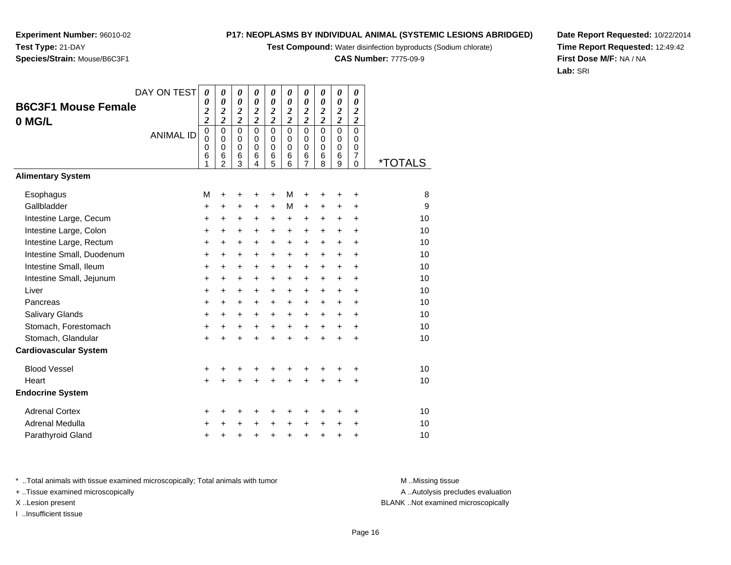**Experiment Number:** 96010-02
**Test Type:** 21-DAY
**Species/Strain:** Mouse/B6C3F1

**P17: NEOPLASMS BY INDIVIDUAL ANIMAL (SYSTEMIC LESIONS ABRIDGED)**
**Test Compound:** Water disinfection byproducts (Sodium chlorate)
**CAS Number:** 7775-09-9

**Date Report Requested:** 10/22/2014
**Time Report Requested:** 12:49:42
**First Dose M/F:** NA / NA
**Lab:** SRI

| B6C3F1 Mouse Female 0 MG/L | | | | | | | | | | | |
|---|---|---|---|---|---|---|---|---|---|---|---|
| DAY ON TEST | 0022 | 0022 | 0022 | 0022 | 0022 | 0022 | 0022 | 0022 | 0022 | 0022 | |
| ANIMAL ID | 00061 | 00062 | 00063 | 00064 | 00065 | 00066 | 00067 | 00068 | 00069 | 00070 | *TOTALS |
| **Alimentary System** | | | | | | | | | | | |
| Esophagus | M | + | + | + | + | M | + | + | + | + | 8 |
| Gallbladder | + | + | + | + | + | M | + | + | + | + | 9 |
| Intestine Large, Cecum | + | + | + | + | + | + | + | + | + | + | 10 |
| Intestine Large, Colon | + | + | + | + | + | + | + | + | + | + | 10 |
| Intestine Large, Rectum | + | + | + | + | + | + | + | + | + | + | 10 |
| Intestine Small, Duodenum | + | + | + | + | + | + | + | + | + | + | 10 |
| Intestine Small, Ileum | + | + | + | + | + | + | + | + | + | + | 10 |
| Intestine Small, Jejunum | + | + | + | + | + | + | + | + | + | + | 10 |
| Liver | + | + | + | + | + | + | + | + | + | + | 10 |
| Pancreas | + | + | + | + | + | + | + | + | + | + | 10 |
| Salivary Glands | + | + | + | + | + | + | + | + | + | + | 10 |
| Stomach, Forestomach | + | + | + | + | + | + | + | + | + | + | 10 |
| Stomach, Glandular | + | + | + | + | + | + | + | + | + | + | 10 |
| **Cardiovascular System** | | | | | | | | | | | |
| Blood Vessel | + | + | + | + | + | + | + | + | + | + | 10 |
| Heart | + | + | + | + | + | + | + | + | + | + | 10 |
| **Endocrine System** | | | | | | | | | | | |
| Adrenal Cortex | + | + | + | + | + | + | + | + | + | + | 10 |
| Adrenal Medulla | + | + | + | + | + | + | + | + | + | + | 10 |
| Parathyroid Gland | + | + | + | + | + | + | + | + | + | + | 10 |

* ..Total animals with tissue examined microscopically; Total animals with tumor
+ ..Tissue examined microscopically
X ..Lesion present
I ..Insufficient tissue

M ..Missing tissue
A ..Autolysis precludes evaluation
BLANK ..Not examined microscopically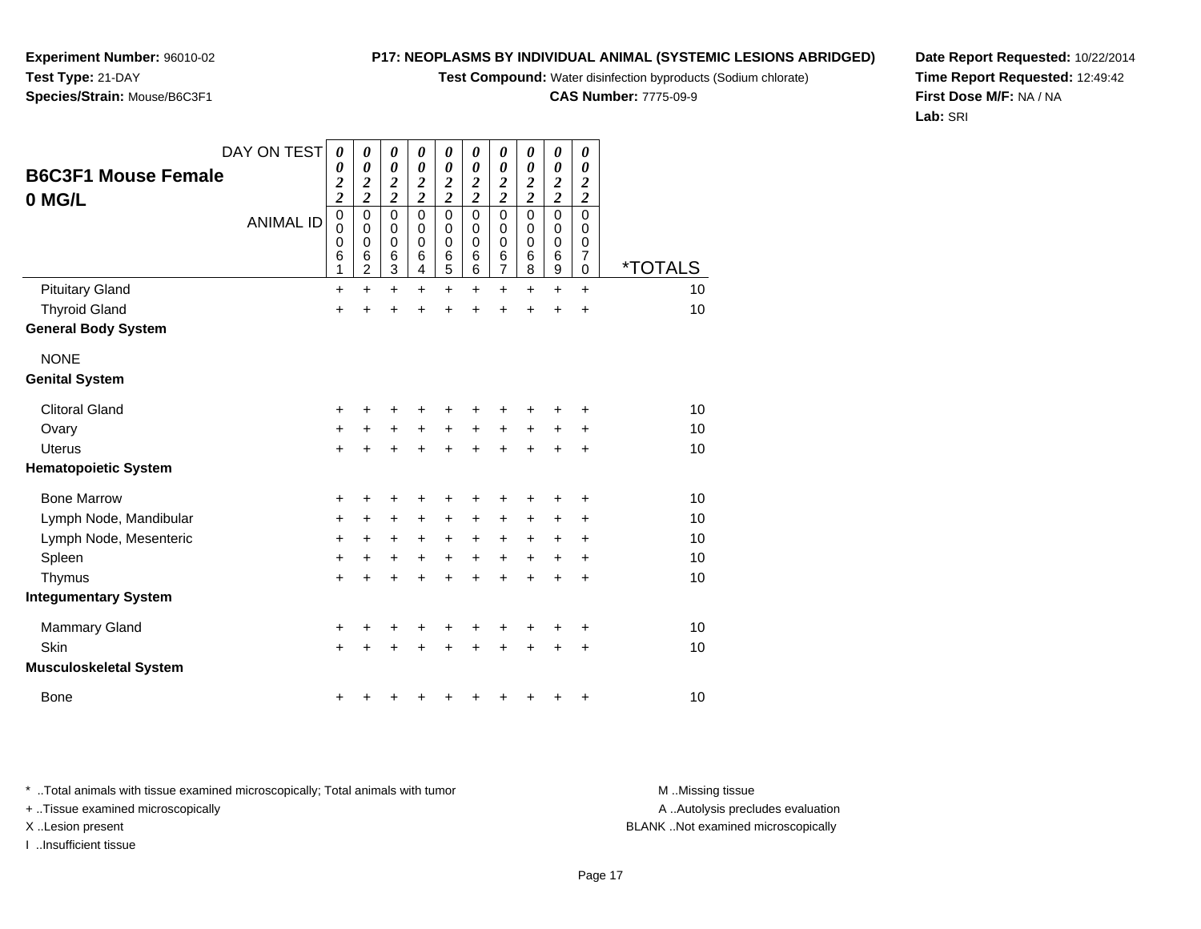**Experiment Number:** 96010-02
**Test Type:** 21-DAY
**Species/Strain:** Mouse/B6C3F1

**P17: NEOPLASMS BY INDIVIDUAL ANIMAL (SYSTEMIC LESIONS ABRIDGED)**
**Test Compound:** Water disinfection byproducts (Sodium chlorate)
**CAS Number:** 7775-09-9

**Date Report Requested:** 10/22/2014
**Time Report Requested:** 12:49:42
**First Dose M/F:** NA / NA
**Lab:** SRI

## B6C3F1 Mouse Female 0 MG/L

| DAY ON TEST | 0022 | 0022 | 0022 | 0022 | 0022 | 0022 | 0022 | 0022 | 0022 | 0022 | |
|---|---|---|---|---|---|---|---|---|---|---|---|
| ANIMAL ID | 00061 | 00062 | 00063 | 00064 | 00065 | 00066 | 00067 | 00068 | 00069 | 00070 | *TOTALS |
| Pituitary Gland | + | + | + | + | + | + | + | + | + | + | 10 |
| Thyroid Gland | + | + | + | + | + | + | + | + | + | + | 10 |
| **General Body System** | | | | | | | | | | | |
| NONE | | | | | | | | | | | |
| **Genital System** | | | | | | | | | | | |
| Clitoral Gland | + | + | + | + | + | + | + | + | + | + | 10 |
| Ovary | + | + | + | + | + | + | + | + | + | + | 10 |
| Uterus | + | + | + | + | + | + | + | + | + | + | 10 |
| **Hematopoietic System** | | | | | | | | | | | |
| Bone Marrow | + | + | + | + | + | + | + | + | + | + | 10 |
| Lymph Node, Mandibular | + | + | + | + | + | + | + | + | + | + | 10 |
| Lymph Node, Mesenteric | + | + | + | + | + | + | + | + | + | + | 10 |
| Spleen | + | + | + | + | + | + | + | + | + | + | 10 |
| Thymus | + | + | + | + | + | + | + | + | + | + | 10 |
| **Integumentary System** | | | | | | | | | | | |
| Mammary Gland | + | + | + | + | + | + | + | + | + | + | 10 |
| Skin | + | + | + | + | + | + | + | + | + | + | 10 |
| **Musculoskeletal System** | | | | | | | | | | | |
| Bone | + | + | + | + | + | + | + | + | + | + | 10 |

* ..Total animals with tissue examined microscopically; Total animals with tumor
+ ..Tissue examined microscopically
X ..Lesion present
I ..Insufficient tissue

M ..Missing tissue
A ..Autolysis precludes evaluation
BLANK ..Not examined microscopically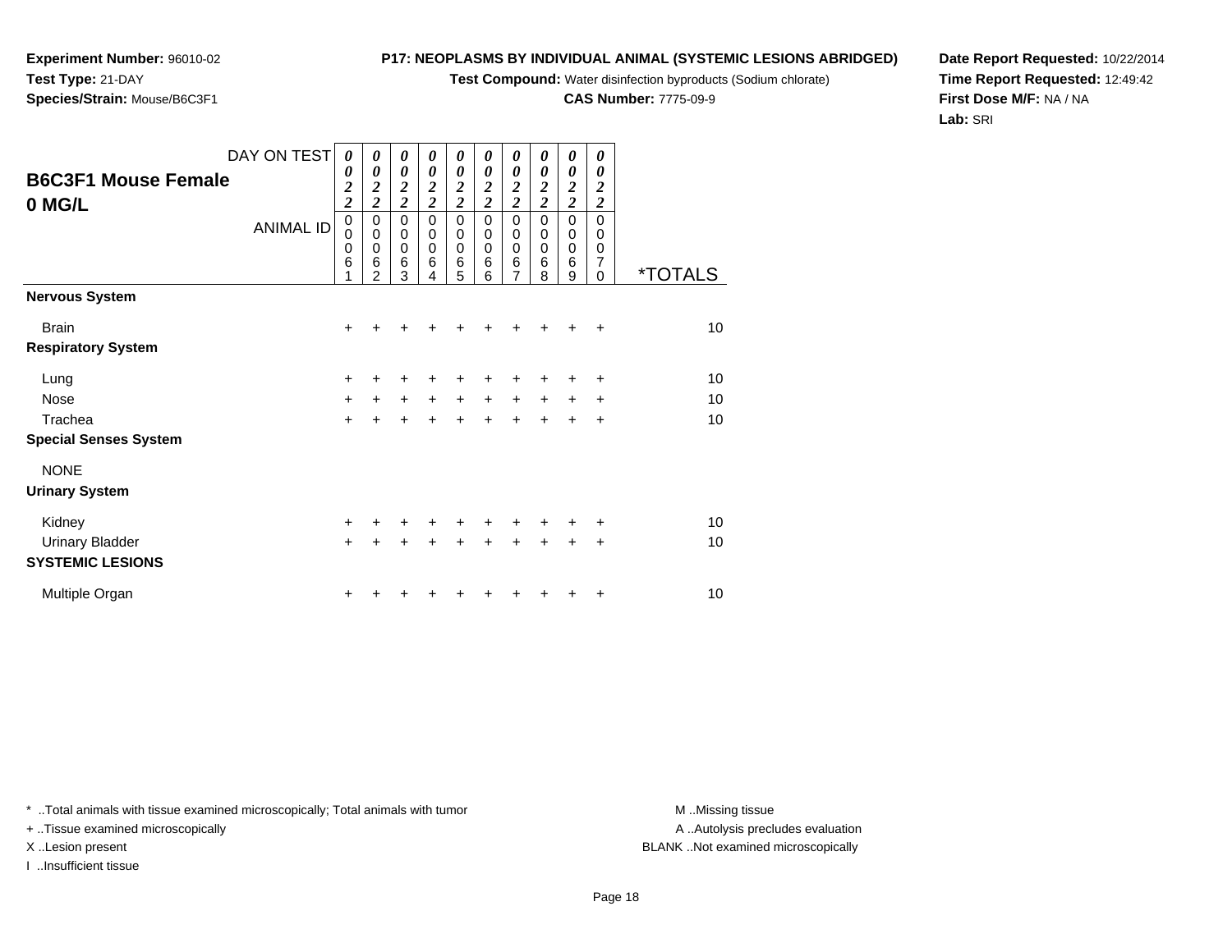**Experiment Number:** 96010-02
**Test Type:** 21-DAY
**Species/Strain:** Mouse/B6C3F1

**P17: NEOPLASMS BY INDIVIDUAL ANIMAL (SYSTEMIC LESIONS ABRIDGED)**
**Test Compound:** Water disinfection byproducts (Sodium chlorate)
**CAS Number:** 7775-09-9

**Date Report Requested:** 10/22/2014
**Time Report Requested:** 12:49:42
**First Dose M/F:** NA / NA
**Lab:** SRI

## B6C3F1 Mouse Female
## 0 MG/L

| DAY ON TEST | 0022 | 0022 | 0022 | 0022 | 0022 | 0022 | 0022 | 0022 | 0022 | 0022 | |
|---|---|---|---|---|---|---|---|---|---|---|---|
| **ANIMAL ID** | 00061 | 00062 | 00063 | 00064 | 00065 | 00066 | 00067 | 00068 | 00069 | 00070 | ***TOTALS** |
| **Nervous System** | | | | | | | | | | | |
| Brain | + | + | + | + | + | + | + | + | + | + | 10 |
| **Respiratory System** | | | | | | | | | | | |
| Lung | + | + | + | + | + | + | + | + | + | + | 10 |
| Nose | + | + | + | + | + | + | + | + | + | + | 10 |
| Trachea | + | + | + | + | + | + | + | + | + | + | 10 |
| **Special Senses System** | | | | | | | | | | | |
| NONE | | | | | | | | | | | |
| **Urinary System** | | | | | | | | | | | |
| Kidney | + | + | + | + | + | + | + | + | + | + | 10 |
| Urinary Bladder | + | + | + | + | + | + | + | + | + | + | 10 |
| **SYSTEMIC LESIONS** | | | | | | | | | | | |
| Multiple Organ | + | + | + | + | + | + | + | + | + | + | 10 |

* ..Total animals with tissue examined microscopically; Total animals with tumor
+ ..Tissue examined microscopically
X ..Lesion present
I ..Insufficient tissue

M ..Missing tissue
A ..Autolysis precludes evaluation
BLANK ..Not examined microscopically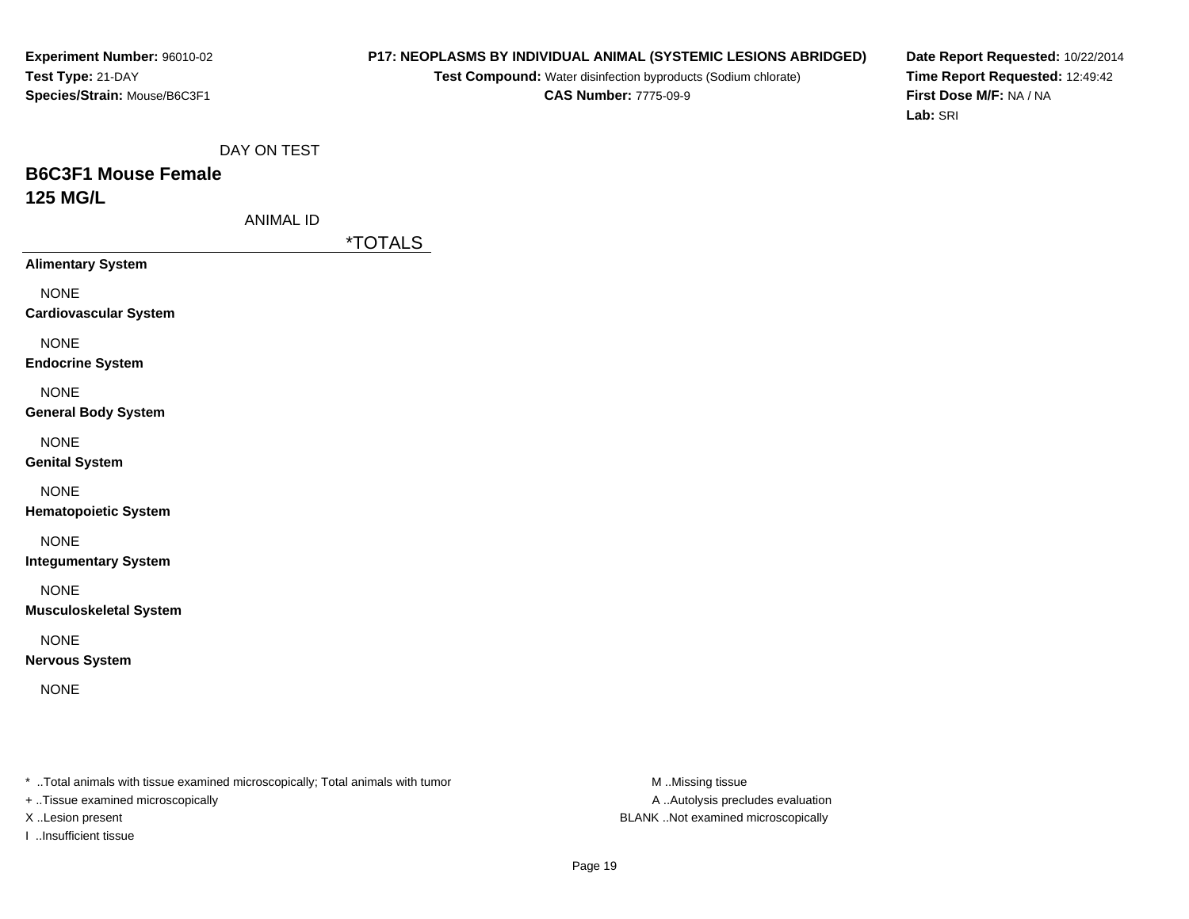**Experiment Number:** 96010-02
**Test Type:** 21-DAY
**Species/Strain:** Mouse/B6C3F1

**P17: NEOPLASMS BY INDIVIDUAL ANIMAL (SYSTEMIC LESIONS ABRIDGED)**
**Test Compound:** Water disinfection byproducts (Sodium chlorate)
**CAS Number:** 7775-09-9

**Date Report Requested:** 10/22/2014
**Time Report Requested:** 12:49:42
**First Dose M/F:** NA / NA
**Lab:** SRI

DAY ON TEST

## B6C3F1 Mouse Female
## 125 MG/L

ANIMAL ID

| | *TOTALS |
|---|---|
| **Alimentary System** | |
| NONE | |
| **Cardiovascular System** | |
| NONE | |
| **Endocrine System** | |
| NONE | |
| **General Body System** | |
| NONE | |
| **Genital System** | |
| NONE | |
| **Hematopoietic System** | |
| NONE | |
| **Integumentary System** | |
| NONE | |
| **Musculoskeletal System** | |
| NONE | |
| **Nervous System** | |
| NONE | |

* ..Total animals with tissue examined microscopically; Total animals with tumor
+ ..Tissue examined microscopically
X ..Lesion present
I ..Insufficient tissue

M ..Missing tissue
A ..Autolysis precludes evaluation
BLANK ..Not examined microscopically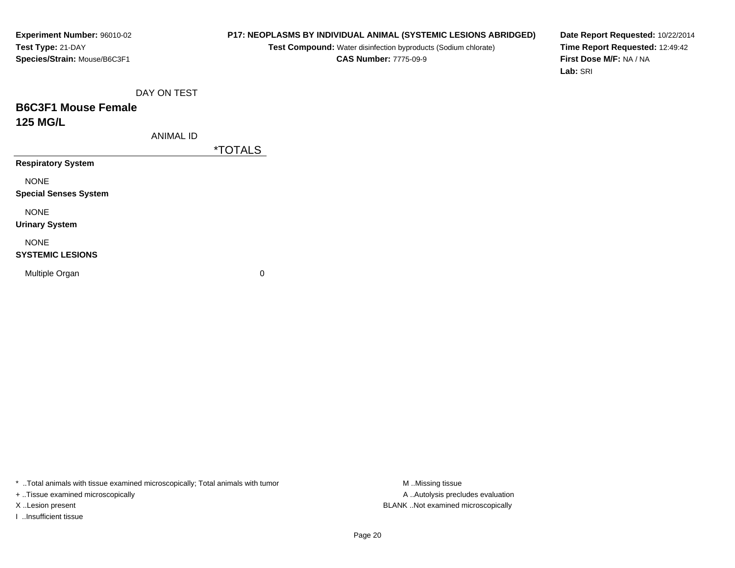**Experiment Number:** 96010-02
**Test Type:** 21-DAY
**Species/Strain:** Mouse/B6C3F1

**P17: NEOPLASMS BY INDIVIDUAL ANIMAL (SYSTEMIC LESIONS ABRIDGED)**
**Test Compound:** Water disinfection byproducts (Sodium chlorate)
**CAS Number:** 7775-09-9

**Date Report Requested:** 10/22/2014
**Time Report Requested:** 12:49:42
**First Dose M/F:** NA / NA
**Lab:** SRI

DAY ON TEST

## B6C3F1 Mouse Female
## 125 MG/L

| ANIMAL ID | *TOTALS |
|---|---|
| **Respiratory System** | |
| NONE | |
| **Special Senses System** | |
| NONE | |
| **Urinary System** | |
| NONE | |
| **SYSTEMIC LESIONS** | |
| Multiple Organ | 0 |

* ..Total animals with tissue examined microscopically; Total animals with tumor
+ ..Tissue examined microscopically
X ..Lesion present
I ..Insufficient tissue

M ..Missing tissue
A ..Autolysis precludes evaluation
BLANK ..Not examined microscopically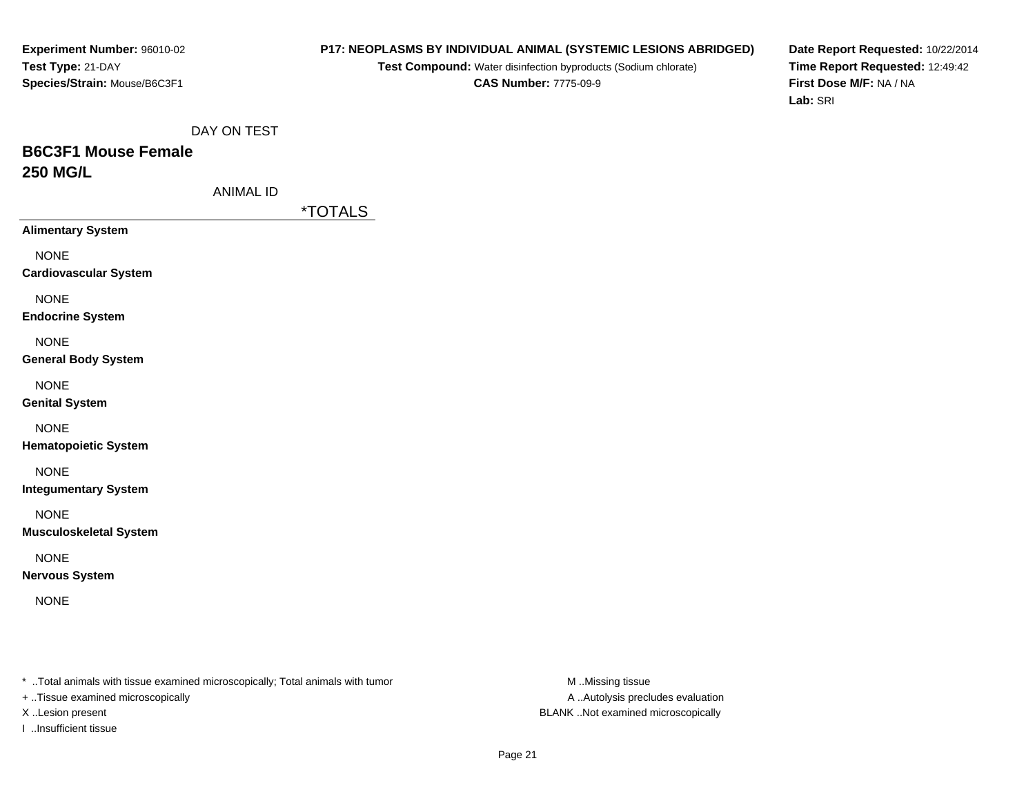**Experiment Number:** 96010-02
**Test Type:** 21-DAY
**Species/Strain:** Mouse/B6C3F1

**P17: NEOPLASMS BY INDIVIDUAL ANIMAL (SYSTEMIC LESIONS ABRIDGED)**
**Test Compound:** Water disinfection byproducts (Sodium chlorate)
**CAS Number:** 7775-09-9

**Date Report Requested:** 10/22/2014
**Time Report Requested:** 12:49:42
**First Dose M/F:** NA / NA
**Lab:** SRI

DAY ON TEST

## B6C3F1 Mouse Female
## 250 MG/L

ANIMAL ID

| | *TOTALS |
|---|---|
| **Alimentary System** | |
| NONE | |
| **Cardiovascular System** | |
| NONE | |
| **Endocrine System** | |
| NONE | |
| **General Body System** | |
| NONE | |
| **Genital System** | |
| NONE | |
| **Hematopoietic System** | |
| NONE | |
| **Integumentary System** | |
| NONE | |
| **Musculoskeletal System** | |
| NONE | |
| **Nervous System** | |
| NONE | |

* ..Total animals with tissue examined microscopically; Total animals with tumor
+ ..Tissue examined microscopically
X ..Lesion present
I ..Insufficient tissue

M ..Missing tissue
A ..Autolysis precludes evaluation
BLANK ..Not examined microscopically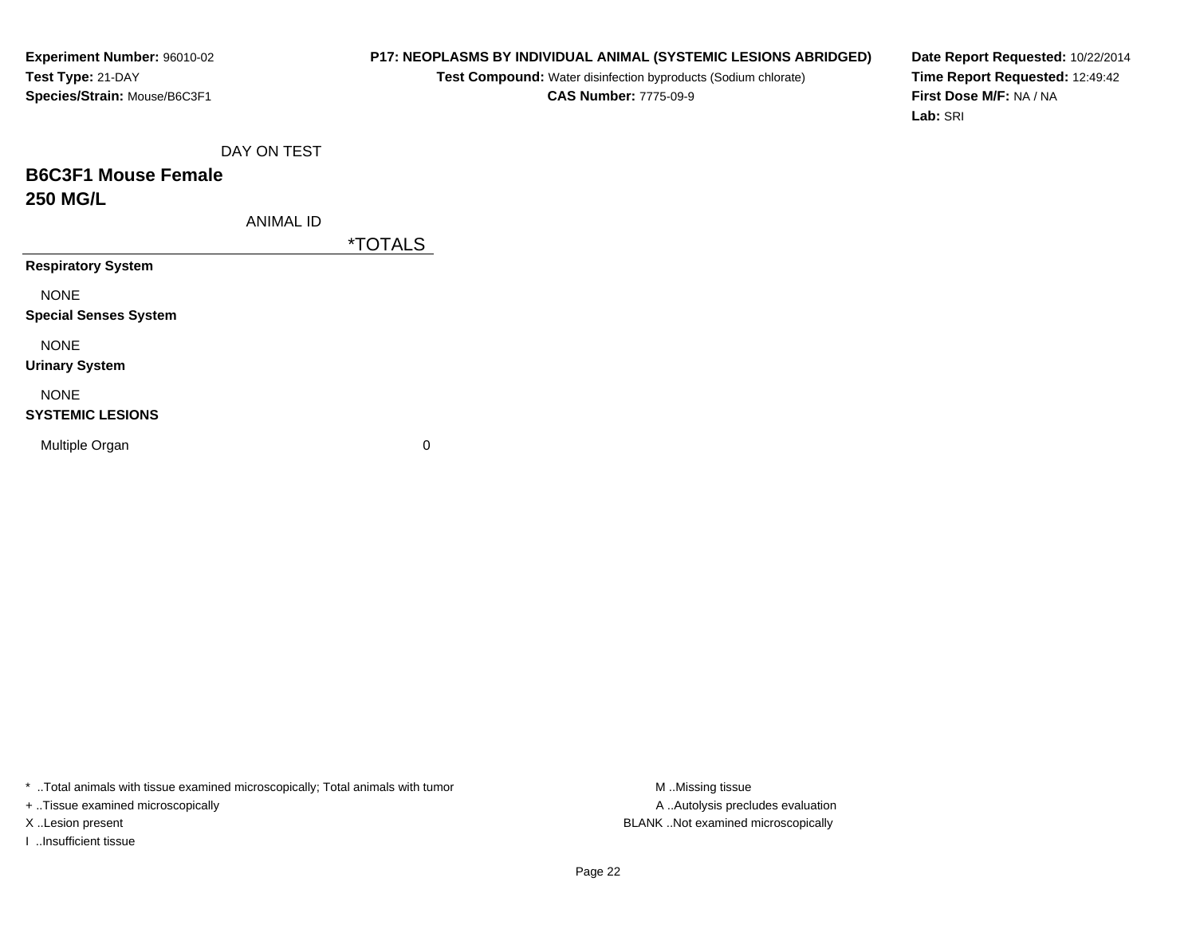**Experiment Number:** 96010-02
**Test Type:** 21-DAY
**Species/Strain:** Mouse/B6C3F1

**P17: NEOPLASMS BY INDIVIDUAL ANIMAL (SYSTEMIC LESIONS ABRIDGED)**
**Test Compound:** Water disinfection byproducts (Sodium chlorate)
**CAS Number:** 7775-09-9

**Date Report Requested:** 10/22/2014
**Time Report Requested:** 12:49:42
**First Dose M/F:** NA / NA
**Lab:** SRI

DAY ON TEST

## B6C3F1 Mouse Female
## 250 MG/L

| ANIMAL ID | *TOTALS |
|---|---|
| **Respiratory System** | |
| NONE | |
| **Special Senses System** | |
| NONE | |
| **Urinary System** | |
| NONE | |
| **SYSTEMIC LESIONS** | |
| Multiple Organ | 0 |

* ..Total animals with tissue examined microscopically; Total animals with tumor
+ ..Tissue examined microscopically
X ..Lesion present
I ..Insufficient tissue

M ..Missing tissue
A ..Autolysis precludes evaluation
BLANK ..Not examined microscopically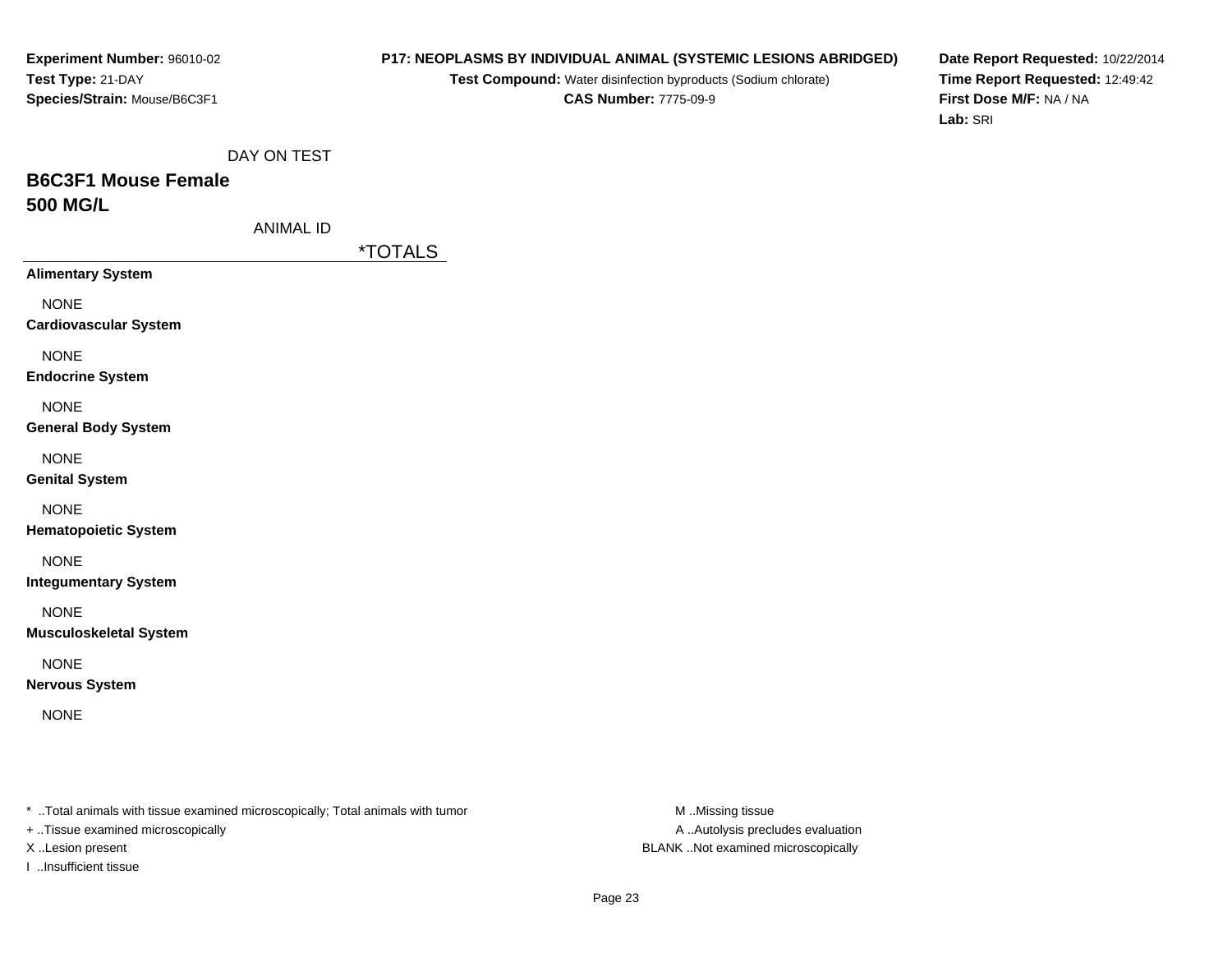**Experiment Number:** 96010-02
**Test Type:** 21-DAY
**Species/Strain:** Mouse/B6C3F1

**P17: NEOPLASMS BY INDIVIDUAL ANIMAL (SYSTEMIC LESIONS ABRIDGED)**
**Test Compound:** Water disinfection byproducts (Sodium chlorate)
**CAS Number:** 7775-09-9

**Date Report Requested:** 10/22/2014
**Time Report Requested:** 12:49:42
**First Dose M/F:** NA / NA
**Lab:** SRI

DAY ON TEST

## B6C3F1 Mouse Female
## 500 MG/L

ANIMAL ID

| | *TOTALS |
|---|---|
| **Alimentary System** | |
| NONE | |
| **Cardiovascular System** | |
| NONE | |
| **Endocrine System** | |
| NONE | |
| **General Body System** | |
| NONE | |
| **Genital System** | |
| NONE | |
| **Hematopoietic System** | |
| NONE | |
| **Integumentary System** | |
| NONE | |
| **Musculoskeletal System** | |
| NONE | |
| **Nervous System** | |
| NONE | |

* ..Total animals with tissue examined microscopically; Total animals with tumor
+ ..Tissue examined microscopically
X ..Lesion present
I ..Insufficient tissue

M ..Missing tissue
A ..Autolysis precludes evaluation
BLANK ..Not examined microscopically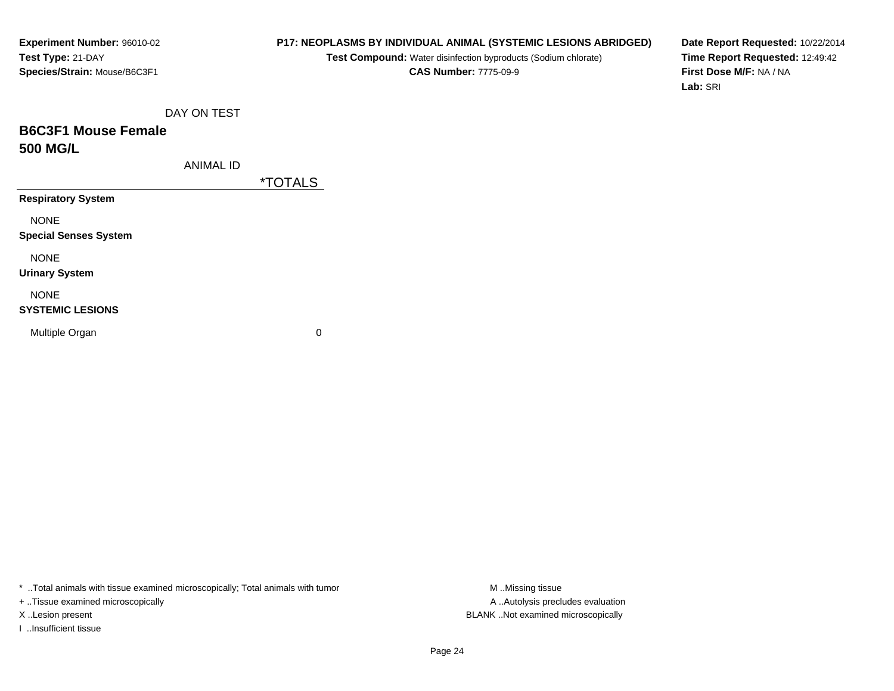**Experiment Number:** 96010-02
**Test Type:** 21-DAY
**Species/Strain:** Mouse/B6C3F1

**P17: NEOPLASMS BY INDIVIDUAL ANIMAL (SYSTEMIC LESIONS ABRIDGED)**
**Test Compound:** Water disinfection byproducts (Sodium chlorate)
**CAS Number:** 7775-09-9

**Date Report Requested:** 10/22/2014
**Time Report Requested:** 12:49:42
**First Dose M/F:** NA / NA
**Lab:** SRI

DAY ON TEST

## B6C3F1 Mouse Female
## 500 MG/L

| ANIMAL ID | *TOTALS |
|---|---|
| **Respiratory System** | |
| NONE | |
| **Special Senses System** | |
| NONE | |
| **Urinary System** | |
| NONE | |
| **SYSTEMIC LESIONS** | |
| Multiple Organ | 0 |

* ..Total animals with tissue examined microscopically; Total animals with tumor
+ ..Tissue examined microscopically
X ..Lesion present
I ..Insufficient tissue

M ..Missing tissue
A ..Autolysis precludes evaluation
BLANK ..Not examined microscopically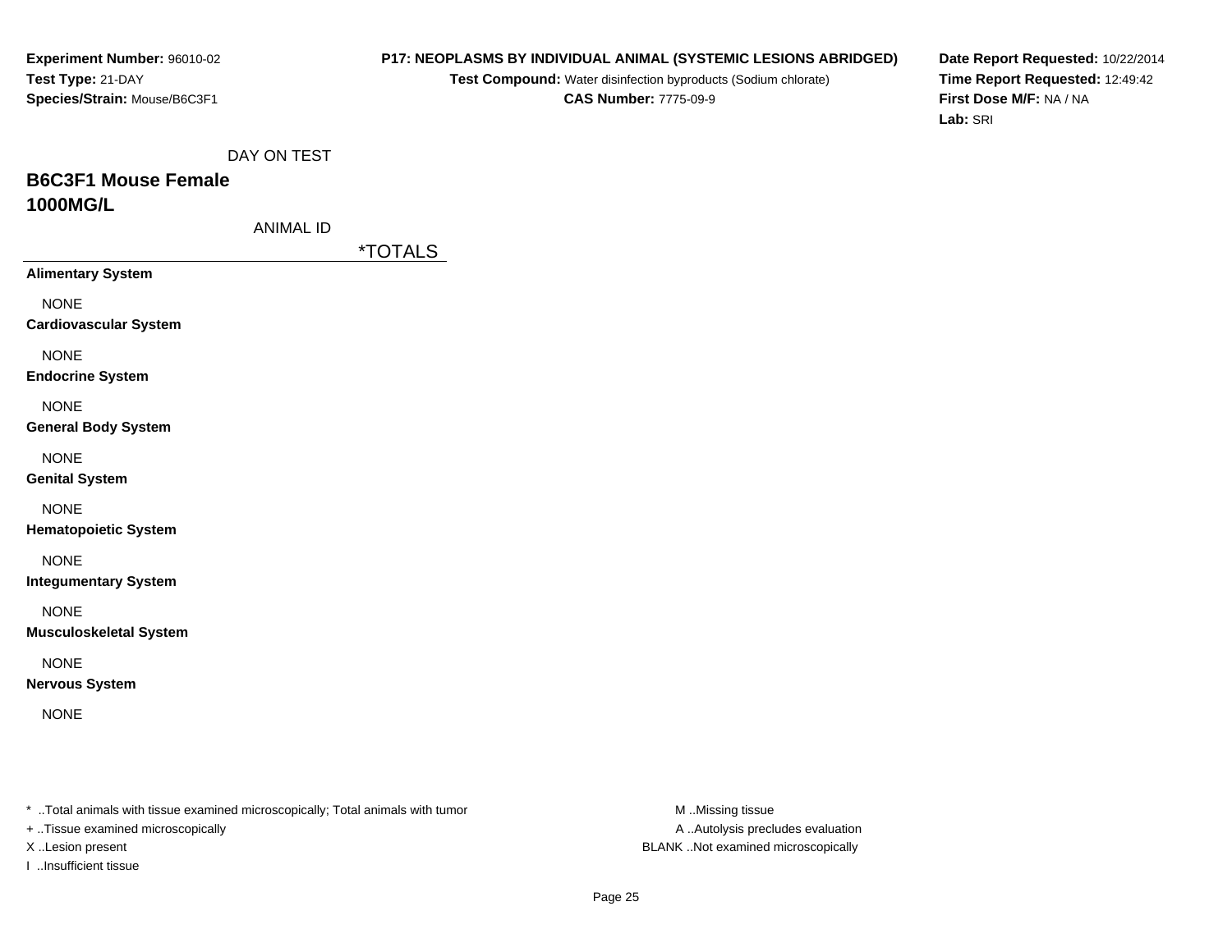**Experiment Number:** 96010-02
**Test Type:** 21-DAY
**Species/Strain:** Mouse/B6C3F1

**P17: NEOPLASMS BY INDIVIDUAL ANIMAL (SYSTEMIC LESIONS ABRIDGED)**
**Test Compound:** Water disinfection byproducts (Sodium chlorate)
**CAS Number:** 7775-09-9

**Date Report Requested:** 10/22/2014
**Time Report Requested:** 12:49:42
**First Dose M/F:** NA / NA
**Lab:** SRI

DAY ON TEST

## B6C3F1 Mouse Female
## 1000MG/L

ANIMAL ID

| | *TOTALS |
|---|---|
| **Alimentary System** | |
| NONE | |
| **Cardiovascular System** | |
| NONE | |
| **Endocrine System** | |
| NONE | |
| **General Body System** | |
| NONE | |
| **Genital System** | |
| NONE | |
| **Hematopoietic System** | |
| NONE | |
| **Integumentary System** | |
| NONE | |
| **Musculoskeletal System** | |
| NONE | |
| **Nervous System** | |
| NONE | |

* ..Total animals with tissue examined microscopically; Total animals with tumor
+ ..Tissue examined microscopically
X ..Lesion present
I ..Insufficient tissue

M ..Missing tissue
A ..Autolysis precludes evaluation
BLANK ..Not examined microscopically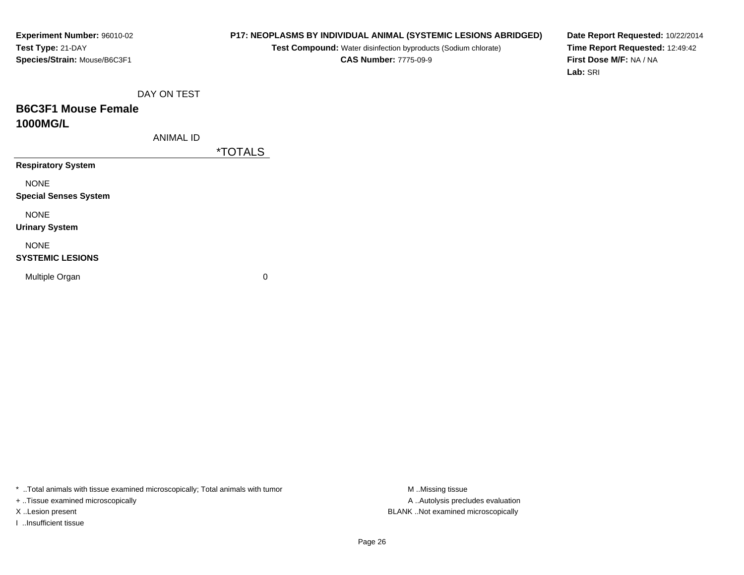**Experiment Number:** 96010-02
**Test Type:** 21-DAY
**Species/Strain:** Mouse/B6C3F1

**P17: NEOPLASMS BY INDIVIDUAL ANIMAL (SYSTEMIC LESIONS ABRIDGED)**
**Test Compound:** Water disinfection byproducts (Sodium chlorate)
**CAS Number:** 7775-09-9

**Date Report Requested:** 10/22/2014
**Time Report Requested:** 12:49:42
**First Dose M/F:** NA / NA
**Lab:** SRI

| DAY ON TEST | |
|---|---|
| **B6C3F1 Mouse Female 1000MG/L** | |
| ANIMAL ID | *TOTALS |
| **Respiratory System** | |
| NONE | |
| **Special Senses System** | |
| NONE | |
| **Urinary System** | |
| NONE | |
| **SYSTEMIC LESIONS** | |
| Multiple Organ | 0 |

* ..Total animals with tissue examined microscopically; Total animals with tumor
+ ..Tissue examined microscopically
X ..Lesion present
I ..Insufficient tissue

M ..Missing tissue
A ..Autolysis precludes evaluation
BLANK ..Not examined microscopically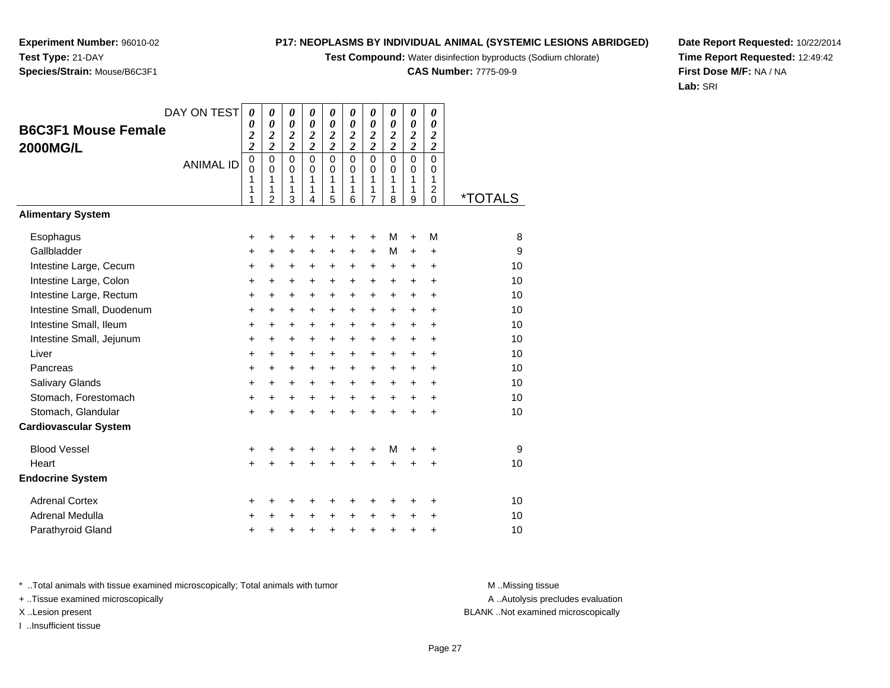**Experiment Number:** 96010-02
**Test Type:** 21-DAY
**Species/Strain:** Mouse/B6C3F1

**P17: NEOPLASMS BY INDIVIDUAL ANIMAL (SYSTEMIC LESIONS ABRIDGED)**
**Test Compound:** Water disinfection byproducts (Sodium chlorate)
**CAS Number:** 7775-09-9

**Date Report Requested:** 10/22/2014
**Time Report Requested:** 12:49:42
**First Dose M/F:** NA / NA
**Lab:** SRI

| B6C3F1 Mouse Female 2000MG/L — DAY ON TEST | 0022 | 0022 | 0022 | 0022 | 0022 | 0022 | 0022 | 0022 | 0022 | 0022 | |
|---|---|---|---|---|---|---|---|---|---|---|---|
| ANIMAL ID | 00111 | 00112 | 00113 | 00114 | 00115 | 00116 | 00117 | 00118 | 00119 | 00120 | *TOTALS |
| **Alimentary System** | | | | | | | | | | | |
| Esophagus | + | + | + | + | + | + | + | M | + | M | 8 |
| Gallbladder | + | + | + | + | + | + | + | M | + | + | 9 |
| Intestine Large, Cecum | + | + | + | + | + | + | + | + | + | + | 10 |
| Intestine Large, Colon | + | + | + | + | + | + | + | + | + | + | 10 |
| Intestine Large, Rectum | + | + | + | + | + | + | + | + | + | + | 10 |
| Intestine Small, Duodenum | + | + | + | + | + | + | + | + | + | + | 10 |
| Intestine Small, Ileum | + | + | + | + | + | + | + | + | + | + | 10 |
| Intestine Small, Jejunum | + | + | + | + | + | + | + | + | + | + | 10 |
| Liver | + | + | + | + | + | + | + | + | + | + | 10 |
| Pancreas | + | + | + | + | + | + | + | + | + | + | 10 |
| Salivary Glands | + | + | + | + | + | + | + | + | + | + | 10 |
| Stomach, Forestomach | + | + | + | + | + | + | + | + | + | + | 10 |
| Stomach, Glandular | + | + | + | + | + | + | + | + | + | + | 10 |
| **Cardiovascular System** | | | | | | | | | | | |
| Blood Vessel | + | + | + | + | + | + | + | M | + | + | 9 |
| Heart | + | + | + | + | + | + | + | + | + | + | 10 |
| **Endocrine System** | | | | | | | | | | | |
| Adrenal Cortex | + | + | + | + | + | + | + | + | + | + | 10 |
| Adrenal Medulla | + | + | + | + | + | + | + | + | + | + | 10 |
| Parathyroid Gland | + | + | + | + | + | + | + | + | + | + | 10 |

\* ..Total animals with tissue examined microscopically; Total animals with tumor
\+ ..Tissue examined microscopically
X ..Lesion present
I ..Insufficient tissue

M ..Missing tissue
A ..Autolysis precludes evaluation
BLANK ..Not examined microscopically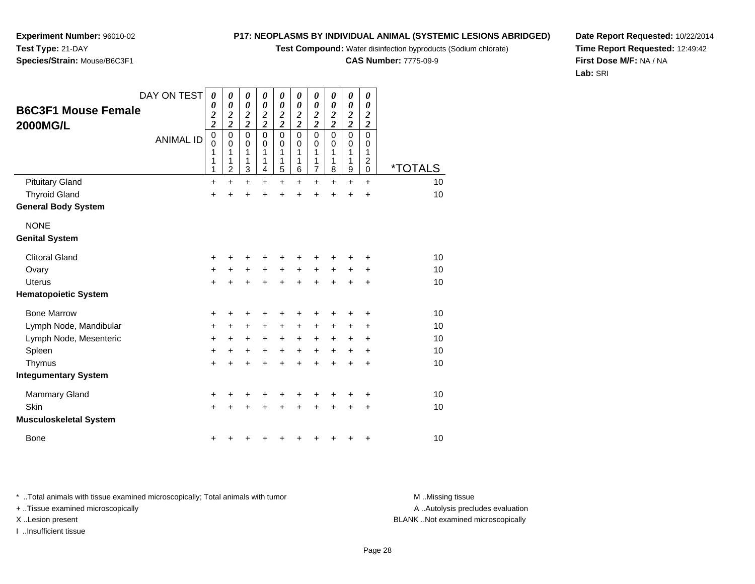**Experiment Number:** 96010-02
**Test Type:** 21-DAY
**Species/Strain:** Mouse/B6C3F1

**P17: NEOPLASMS BY INDIVIDUAL ANIMAL (SYSTEMIC LESIONS ABRIDGED)**
**Test Compound:** Water disinfection byproducts (Sodium chlorate)
**CAS Number:** 7775-09-9

**Date Report Requested:** 10/22/2014
**Time Report Requested:** 12:49:42
**First Dose M/F:** NA / NA
**Lab:** SRI

## B6C3F1 Mouse Female 2000MG/L

| DAY ON TEST | 0022 | 0022 | 0022 | 0022 | 0022 | 0022 | 0022 | 0022 | 0022 | 0022 | |
|---|---|---|---|---|---|---|---|---|---|---|---|
| **ANIMAL ID** | 00111 | 00112 | 00113 | 00114 | 00115 | 00116 | 00117 | 00118 | 00119 | 00120 | ***TOTALS** |
| Pituitary Gland | + | + | + | + | + | + | + | + | + | + | 10 |
| Thyroid Gland | + | + | + | + | + | + | + | + | + | + | 10 |
| **General Body System** | | | | | | | | | | | |
| NONE | | | | | | | | | | | |
| **Genital System** | | | | | | | | | | | |
| Clitoral Gland | + | + | + | + | + | + | + | + | + | + | 10 |
| Ovary | + | + | + | + | + | + | + | + | + | + | 10 |
| Uterus | + | + | + | + | + | + | + | + | + | + | 10 |
| **Hematopoietic System** | | | | | | | | | | | |
| Bone Marrow | + | + | + | + | + | + | + | + | + | + | 10 |
| Lymph Node, Mandibular | + | + | + | + | + | + | + | + | + | + | 10 |
| Lymph Node, Mesenteric | + | + | + | + | + | + | + | + | + | + | 10 |
| Spleen | + | + | + | + | + | + | + | + | + | + | 10 |
| Thymus | + | + | + | + | + | + | + | + | + | + | 10 |
| **Integumentary System** | | | | | | | | | | | |
| Mammary Gland | + | + | + | + | + | + | + | + | + | + | 10 |
| Skin | + | + | + | + | + | + | + | + | + | + | 10 |
| **Musculoskeletal System** | | | | | | | | | | | |
| Bone | + | + | + | + | + | + | + | + | + | + | 10 |

* ..Total animals with tissue examined microscopically; Total animals with tumor
+ ..Tissue examined microscopically
X ..Lesion present
I ..Insufficient tissue

M ..Missing tissue
A ..Autolysis precludes evaluation
BLANK ..Not examined microscopically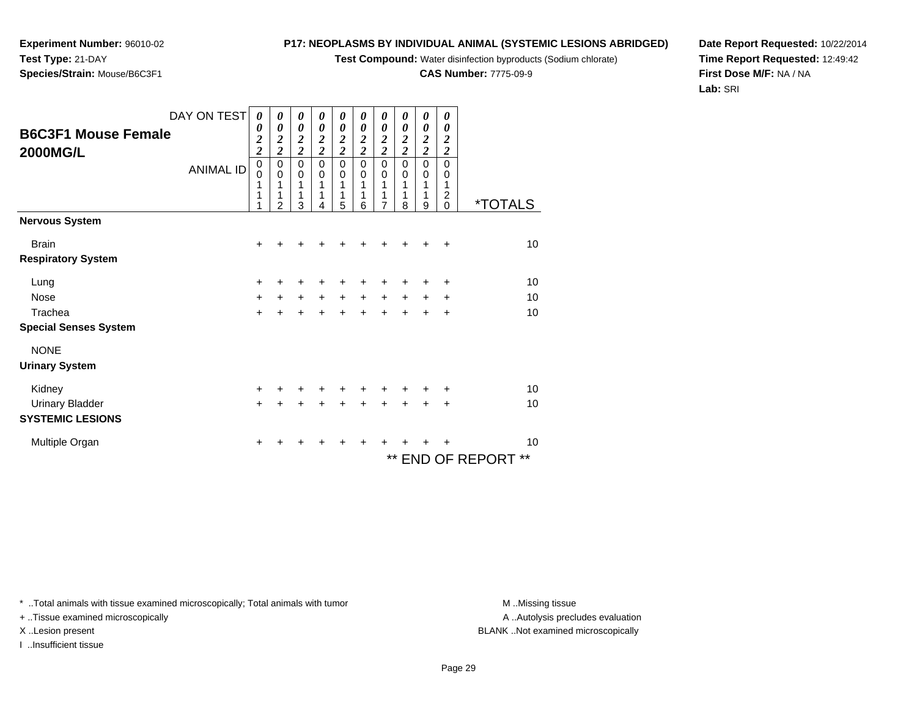**Experiment Number:** 96010-02
**Test Type:** 21-DAY
**Species/Strain:** Mouse/B6C3F1

**P17: NEOPLASMS BY INDIVIDUAL ANIMAL (SYSTEMIC LESIONS ABRIDGED)**
**Test Compound:** Water disinfection byproducts (Sodium chlorate)
**CAS Number:** 7775-09-9

**Date Report Requested:** 10/22/2014
**Time Report Requested:** 12:49:42
**First Dose M/F:** NA / NA
**Lab:** SRI

| B6C3F1 Mouse Female 2000MG/L | | | | | | | | | | | |
|---|---|---|---|---|---|---|---|---|---|---|---|
| DAY ON TEST | 0022 | 0022 | 0022 | 0022 | 0022 | 0022 | 0022 | 0022 | 0022 | 0022 | |
| ANIMAL ID | 00111 | 00112 | 00113 | 00114 | 00115 | 00116 | 00117 | 00118 | 00119 | 00120 | *TOTALS |
| **Nervous System** | | | | | | | | | | | |
| Brain | + | + | + | + | + | + | + | + | + | + | 10 |
| **Respiratory System** | | | | | | | | | | | |
| Lung | + | + | + | + | + | + | + | + | + | + | 10 |
| Nose | + | + | + | + | + | + | + | + | + | + | 10 |
| Trachea | + | + | + | + | + | + | + | + | + | + | 10 |
| **Special Senses System** | | | | | | | | | | | |
| NONE | | | | | | | | | | | |
| **Urinary System** | | | | | | | | | | | |
| Kidney | + | + | + | + | + | + | + | + | + | + | 10 |
| Urinary Bladder | + | + | + | + | + | + | + | + | + | + | 10 |
| **SYSTEMIC LESIONS** | | | | | | | | | | | |
| Multiple Organ | + | + | + | + | + | + | + | + | + | + | 10 |

** END OF REPORT **

* ..Total animals with tissue examined microscopically; Total animals with tumor
+ ..Tissue examined microscopically
X ..Lesion present
I ..Insufficient tissue

M ..Missing tissue
A ..Autolysis precludes evaluation
BLANK ..Not examined microscopically